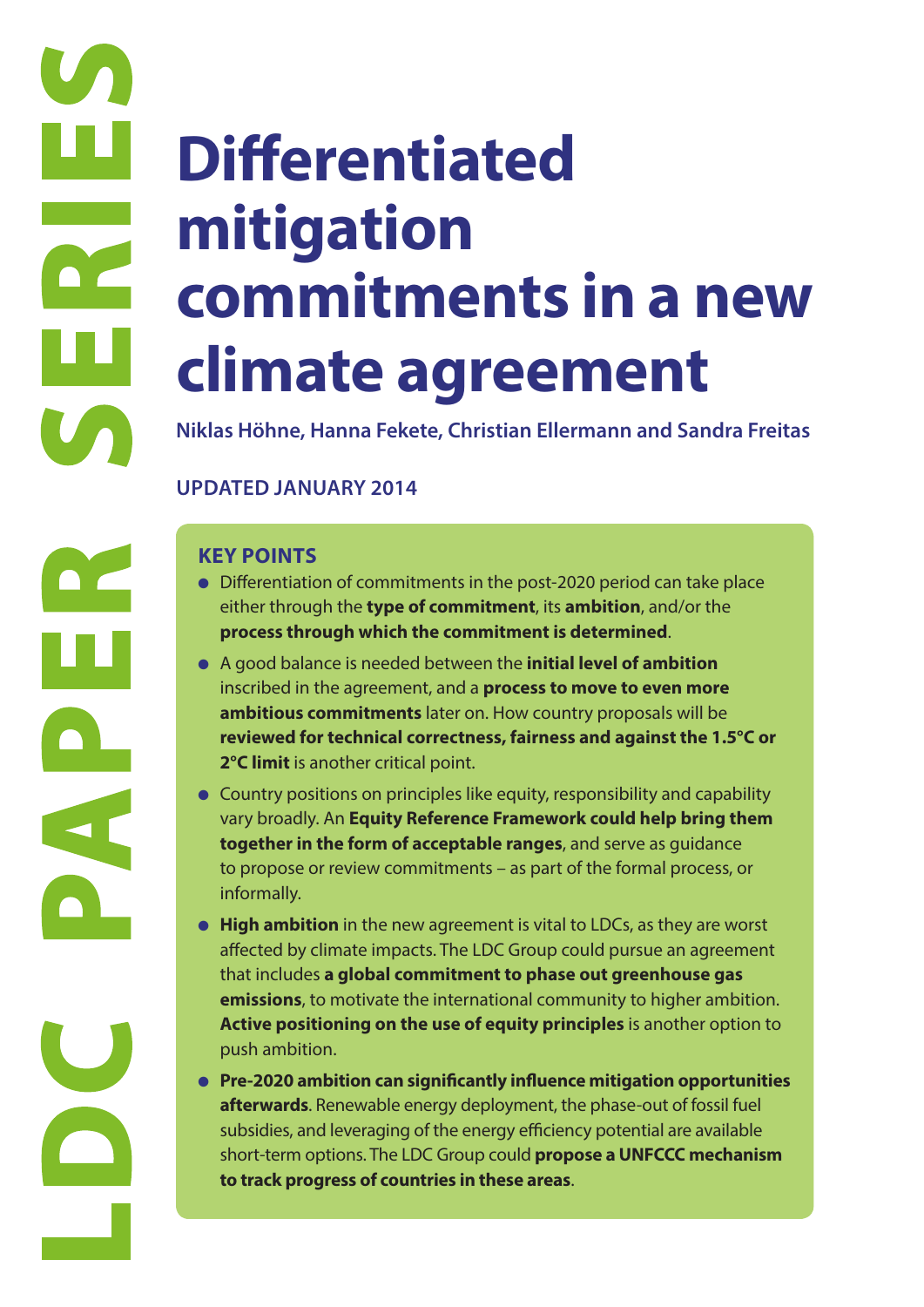LDC PAPER SERIES

# Differentiated mitigation commitments in a new climate agreement

**Niklas Höhne, Hanna Fekete, Christian Ellermann and Sandra Freitas**

**UPDATED JANUARY 2014**

## KEY POINTS

- Differentiation of commitments in the post-2020 period can take place either through the **type of commitment**, its **ambition**, and/or the **process through which the commitment is determined**.
- A good balance is needed between the **initial level of ambition** inscribed in the agreement, and a **process to move to even more ambitious commitments** later on. How country proposals will be **reviewed for technical correctness, fairness and against the 1.5°C or 2°C limit** is another critical point.
- Country positions on principles like equity, responsibility and capability vary broadly. An **Equity Reference Framework could help bring them together in the form of acceptable ranges**, and serve as guidance to propose or review commitments – as part of the formal process, or informally.
- **High ambition** in the new agreement is vital to LDCs, as they are worst affected by climate impacts. The LDC Group could pursue an agreement that includes **a global commitment to phase out greenhouse gas emissions**, to motivate the international community to higher ambition. **Active positioning on the use of equity principles** is another option to push ambition.
- **Pre-2020 ambition can significantly influence mitigation opportunities afterwards**. Renewable energy deployment, the phase-out of fossil fuel subsidies, and leveraging of the energy efficiency potential are available short-term options. The LDC Group could **propose a UNFCCC mechanism to track progress of countries in these areas**.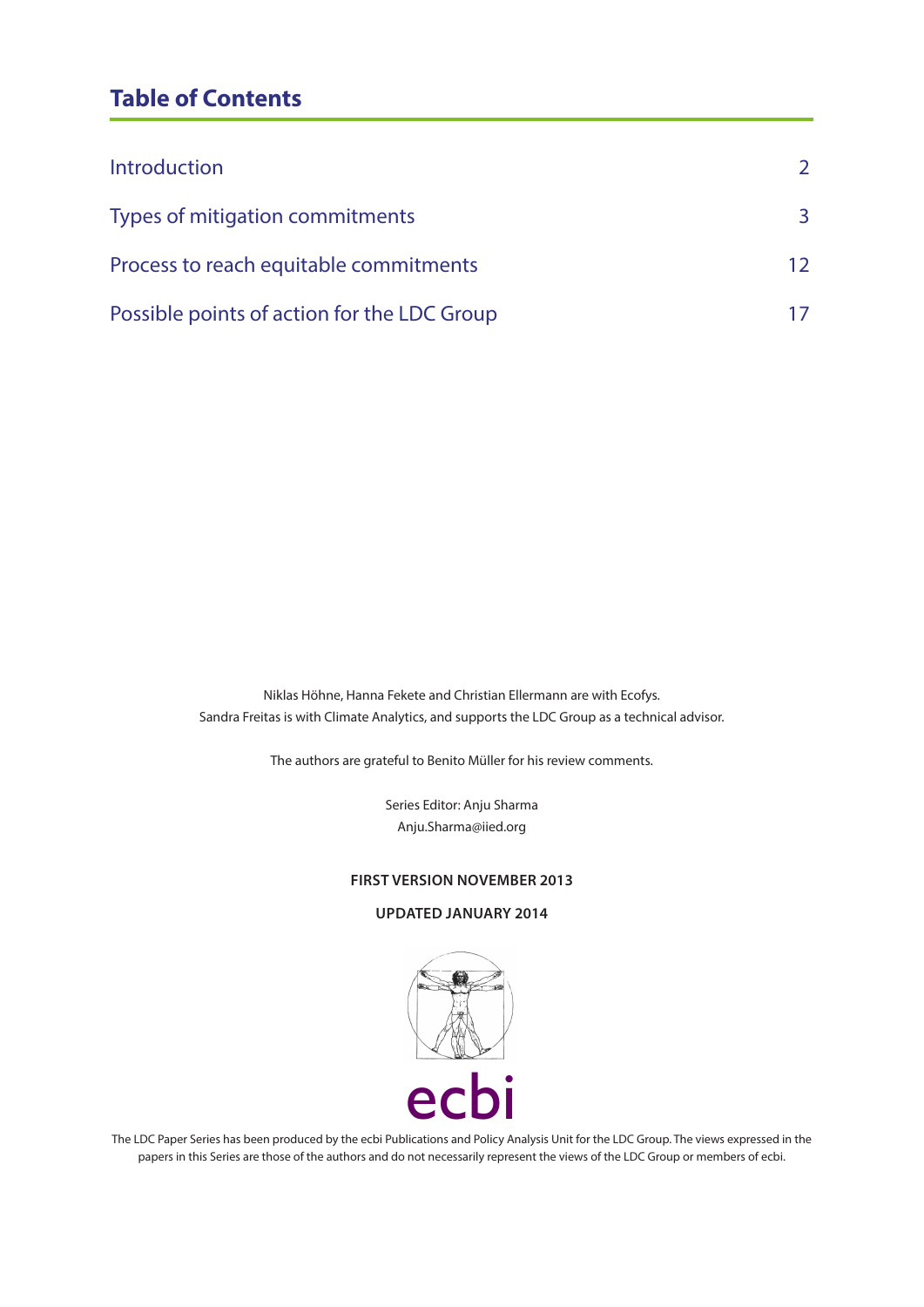## Table of Contents

| | |
|---|---|
| Introduction | 2 |
| Types of mitigation commitments | 3 |
| Process to reach equitable commitments | 12 |
| Possible points of action for the LDC Group | 17 |

Niklas Höhne, Hanna Fekete and Christian Ellermann are with Ecofys.
Sandra Freitas is with Climate Analytics, and supports the LDC Group as a technical advisor.

The authors are grateful to Benito Müller for his review comments.

Series Editor: Anju Sharma
Anju.Sharma@iied.org

**FIRST VERSION NOVEMBER 2013**

**UPDATED JANUARY 2014**

ecbi

The LDC Paper Series has been produced by the ecbi Publications and Policy Analysis Unit for the LDC Group. The views expressed in the papers in this Series are those of the authors and do not necessarily represent the views of the LDC Group or members of ecbi.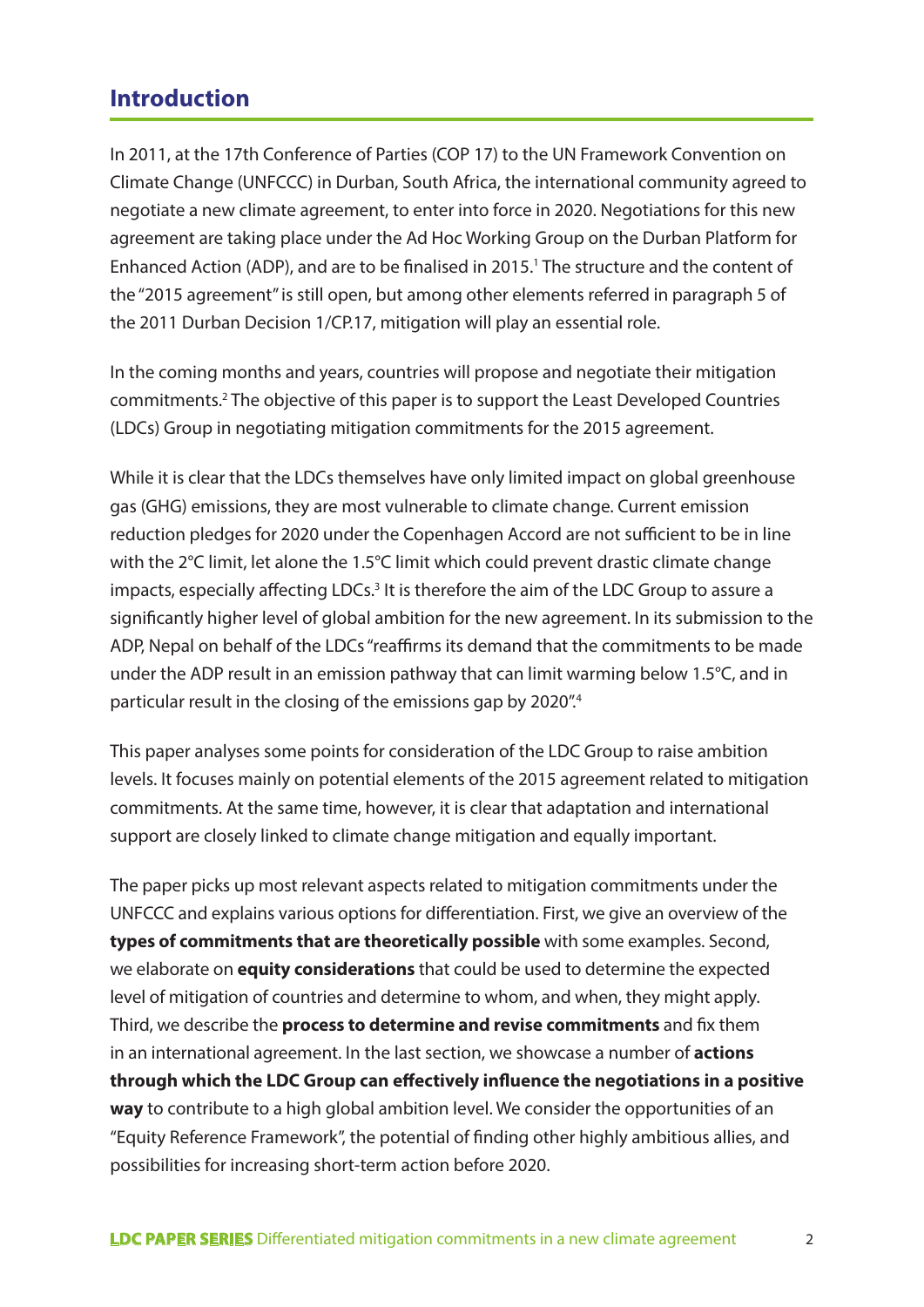## Introduction

In 2011, at the 17th Conference of Parties (COP 17) to the UN Framework Convention on Climate Change (UNFCCC) in Durban, South Africa, the international community agreed to negotiate a new climate agreement, to enter into force in 2020. Negotiations for this new agreement are taking place under the Ad Hoc Working Group on the Durban Platform for Enhanced Action (ADP), and are to be finalised in 2015.[1] The structure and the content of the "2015 agreement" is still open, but among other elements referred in paragraph 5 of the 2011 Durban Decision 1/CP.17, mitigation will play an essential role.

In the coming months and years, countries will propose and negotiate their mitigation commitments.[2] The objective of this paper is to support the Least Developed Countries (LDCs) Group in negotiating mitigation commitments for the 2015 agreement.

While it is clear that the LDCs themselves have only limited impact on global greenhouse gas (GHG) emissions, they are most vulnerable to climate change. Current emission reduction pledges for 2020 under the Copenhagen Accord are not sufficient to be in line with the 2°C limit, let alone the 1.5°C limit which could prevent drastic climate change impacts, especially affecting LDCs.[3] It is therefore the aim of the LDC Group to assure a significantly higher level of global ambition for the new agreement. In its submission to the ADP, Nepal on behalf of the LDCs "reaffirms its demand that the commitments to be made under the ADP result in an emission pathway that can limit warming below 1.5°C, and in particular result in the closing of the emissions gap by 2020".[4]

This paper analyses some points for consideration of the LDC Group to raise ambition levels. It focuses mainly on potential elements of the 2015 agreement related to mitigation commitments. At the same time, however, it is clear that adaptation and international support are closely linked to climate change mitigation and equally important.

The paper picks up most relevant aspects related to mitigation commitments under the UNFCCC and explains various options for differentiation. First, we give an overview of the **types of commitments that are theoretically possible** with some examples. Second, we elaborate on **equity considerations** that could be used to determine the expected level of mitigation of countries and determine to whom, and when, they might apply. Third, we describe the **process to determine and revise commitments** and fix them in an international agreement. In the last section, we showcase a number of **actions through which the LDC Group can effectively influence the negotiations in a positive way** to contribute to a high global ambition level. We consider the opportunities of an "Equity Reference Framework", the potential of finding other highly ambitious allies, and possibilities for increasing short-term action before 2020.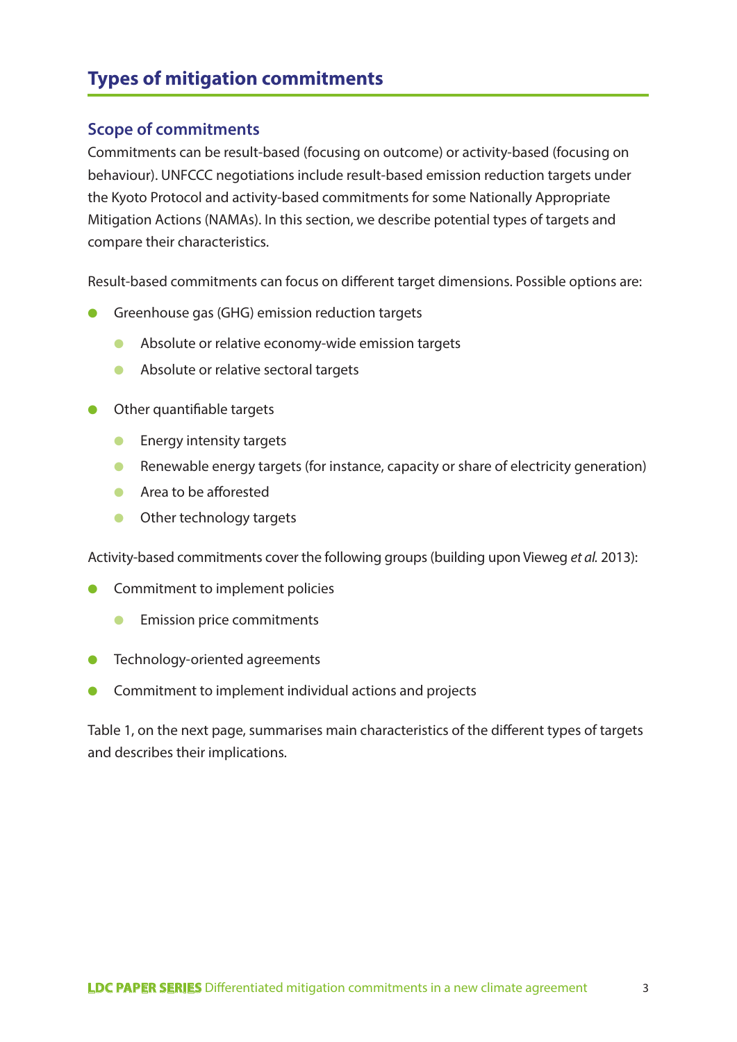# Types of mitigation commitments

## Scope of commitments

Commitments can be result-based (focusing on outcome) or activity-based (focusing on behaviour). UNFCCC negotiations include result-based emission reduction targets under the Kyoto Protocol and activity-based commitments for some Nationally Appropriate Mitigation Actions (NAMAs). In this section, we describe potential types of targets and compare their characteristics.

Result-based commitments can focus on different target dimensions. Possible options are:

- Greenhouse gas (GHG) emission reduction targets
  - Absolute or relative economy-wide emission targets
  - Absolute or relative sectoral targets
- Other quantifiable targets
  - Energy intensity targets
  - Renewable energy targets (for instance, capacity or share of electricity generation)
  - Area to be afforested
  - Other technology targets

Activity-based commitments cover the following groups (building upon Vieweg *et al.* 2013):

- Commitment to implement policies
  - Emission price commitments
- Technology-oriented agreements
- Commitment to implement individual actions and projects

Table 1, on the next page, summarises main characteristics of the different types of targets and describes their implications.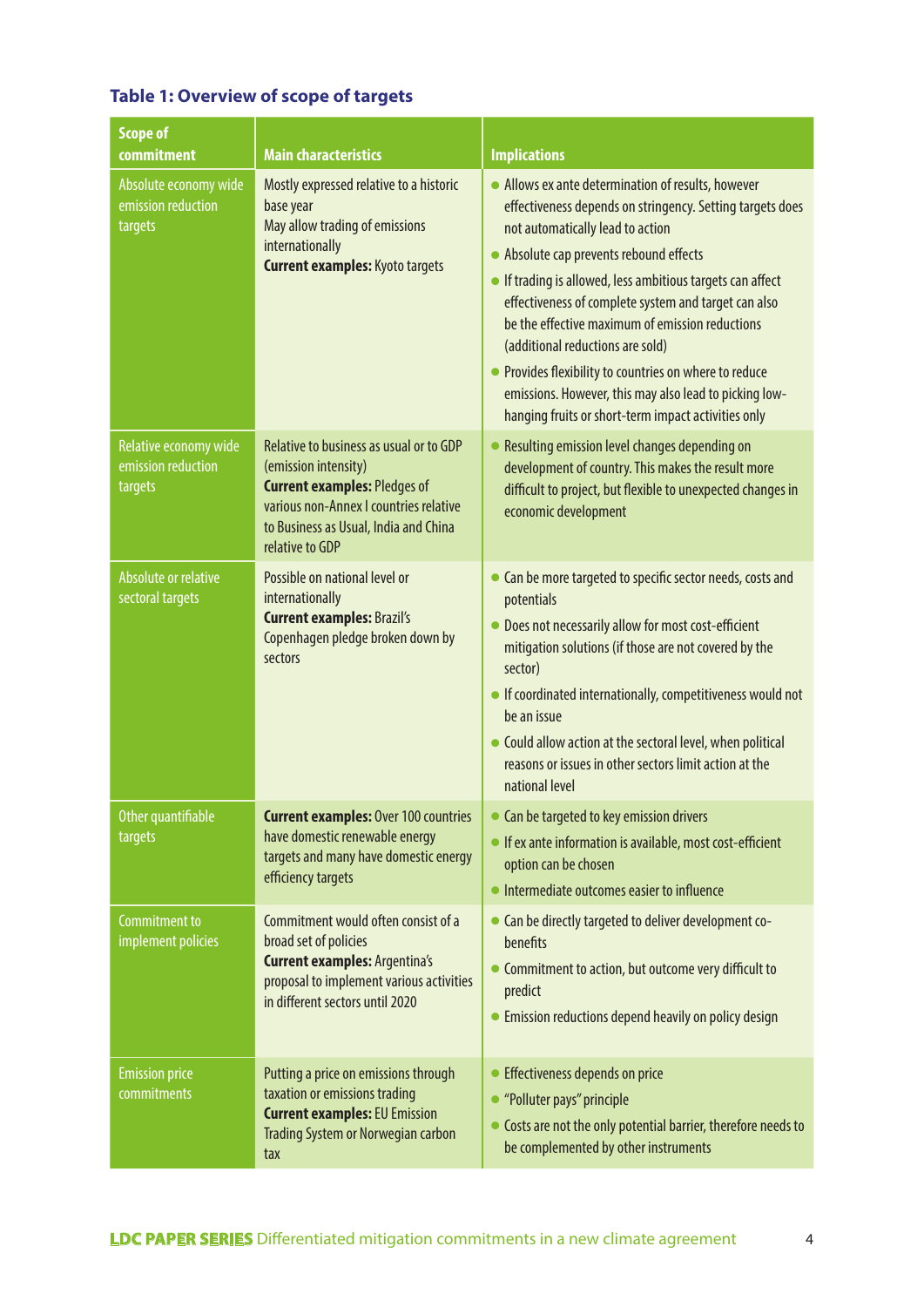### Table 1: Overview of scope of targets

| Scope of commitment | Main characteristics | Implications |
|---|---|---|
| Absolute economy wide emission reduction targets | Mostly expressed relative to a historic base year<br>May allow trading of emissions internationally<br>**Current examples:** Kyoto targets | • Allows ex ante determination of results, however effectiveness depends on stringency. Setting targets does not automatically lead to action<br>• Absolute cap prevents rebound effects<br>• If trading is allowed, less ambitious targets can affect effectiveness of complete system and target can also be the effective maximum of emission reductions (additional reductions are sold)<br>• Provides flexibility to countries on where to reduce emissions. However, this may also lead to picking low-hanging fruits or short-term impact activities only |
| Relative economy wide emission reduction targets | Relative to business as usual or to GDP (emission intensity)<br>**Current examples:** Pledges of various non-Annex I countries relative to Business as Usual, India and China relative to GDP | • Resulting emission level changes depending on development of country. This makes the result more difficult to project, but flexible to unexpected changes in economic development |
| Absolute or relative sectoral targets | Possible on national level or internationally<br>**Current examples:** Brazil's Copenhagen pledge broken down by sectors | • Can be more targeted to specific sector needs, costs and potentials<br>• Does not necessarily allow for most cost-efficient mitigation solutions (if those are not covered by the sector)<br>• If coordinated internationally, competitiveness would not be an issue<br>• Could allow action at the sectoral level, when political reasons or issues in other sectors limit action at the national level |
| Other quantifiable targets | **Current examples:** Over 100 countries have domestic renewable energy targets and many have domestic energy efficiency targets | • Can be targeted to key emission drivers<br>• If ex ante information is available, most cost-efficient option can be chosen<br>• Intermediate outcomes easier to influence |
| Commitment to implement policies | Commitment would often consist of a broad set of policies<br>**Current examples:** Argentina's proposal to implement various activities in different sectors until 2020 | • Can be directly targeted to deliver development co-benefits<br>• Commitment to action, but outcome very difficult to predict<br>• Emission reductions depend heavily on policy design |
| Emission price commitments | Putting a price on emissions through taxation or emissions trading<br>**Current examples:** EU Emission Trading System or Norwegian carbon tax | • Effectiveness depends on price<br>• "Polluter pays" principle<br>• Costs are not the only potential barrier, therefore needs to be complemented by other instruments |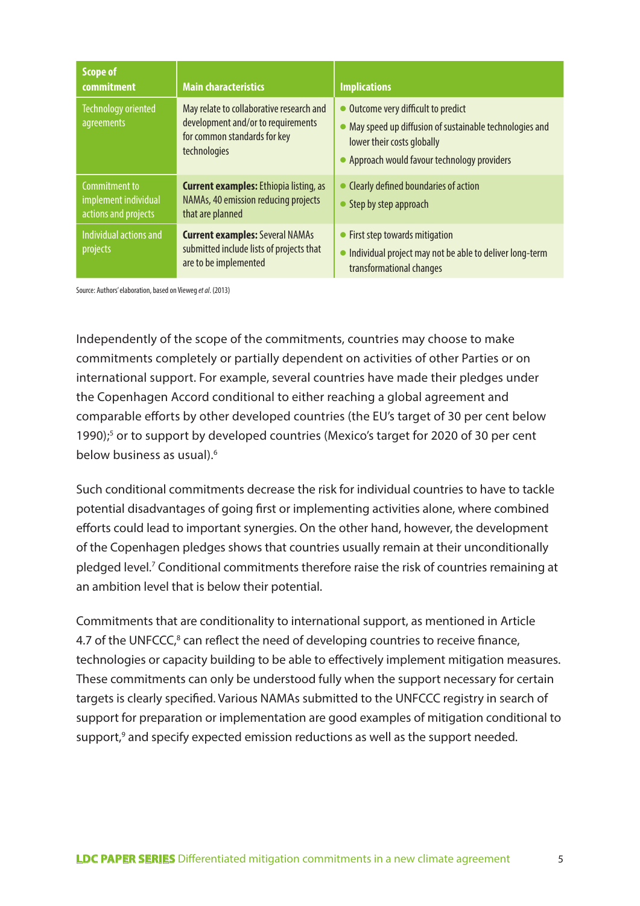| Scope of commitment | Main characteristics | Implications |
|---|---|---|
| Technology oriented agreements | May relate to collaborative research and development and/or to requirements for common standards for key technologies | • Outcome very difficult to predict<br>• May speed up diffusion of sustainable technologies and lower their costs globally<br>• Approach would favour technology providers |
| Commitment to implement individual actions and projects | **Current examples:** Ethiopia listing, as NAMAs, 40 emission reducing projects that are planned | • Clearly defined boundaries of action<br>• Step by step approach |
| Individual actions and projects | **Current examples:** Several NAMAs submitted include lists of projects that are to be implemented | • First step towards mitigation<br>• Individual project may not be able to deliver long-term transformational changes |

Source: Authors' elaboration, based on Vieweg *et al*. (2013)

Independently of the scope of the commitments, countries may choose to make commitments completely or partially dependent on activities of other Parties or on international support. For example, several countries have made their pledges under the Copenhagen Accord conditional to either reaching a global agreement and comparable efforts by other developed countries (the EU's target of 30 per cent below 1990);[5] or to support by developed countries (Mexico's target for 2020 of 30 per cent below business as usual).[6]

Such conditional commitments decrease the risk for individual countries to have to tackle potential disadvantages of going first or implementing activities alone, where combined efforts could lead to important synergies. On the other hand, however, the development of the Copenhagen pledges shows that countries usually remain at their unconditionally pledged level.[7] Conditional commitments therefore raise the risk of countries remaining at an ambition level that is below their potential.

Commitments that are conditionality to international support, as mentioned in Article 4.7 of the UNFCCC,[8] can reflect the need of developing countries to receive finance, technologies or capacity building to be able to effectively implement mitigation measures. These commitments can only be understood fully when the support necessary for certain targets is clearly specified. Various NAMAs submitted to the UNFCCC registry in search of support for preparation or implementation are good examples of mitigation conditional to support,[9] and specify expected emission reductions as well as the support needed.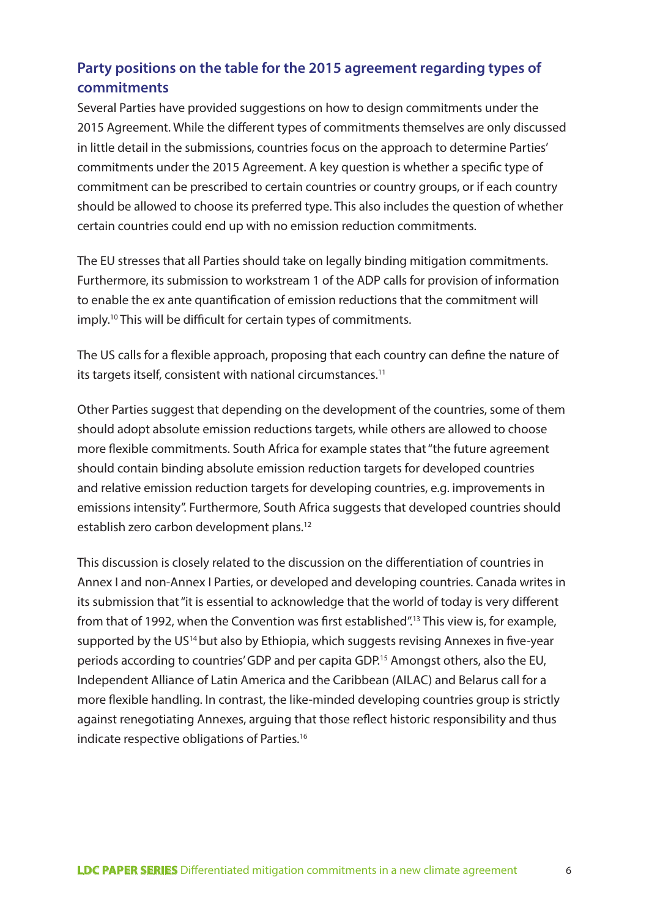## Party positions on the table for the 2015 agreement regarding types of commitments

Several Parties have provided suggestions on how to design commitments under the 2015 Agreement. While the different types of commitments themselves are only discussed in little detail in the submissions, countries focus on the approach to determine Parties' commitments under the 2015 Agreement. A key question is whether a specific type of commitment can be prescribed to certain countries or country groups, or if each country should be allowed to choose its preferred type. This also includes the question of whether certain countries could end up with no emission reduction commitments.

The EU stresses that all Parties should take on legally binding mitigation commitments. Furthermore, its submission to workstream 1 of the ADP calls for provision of information to enable the ex ante quantification of emission reductions that the commitment will imply.[10] This will be difficult for certain types of commitments.

The US calls for a flexible approach, proposing that each country can define the nature of its targets itself, consistent with national circumstances.[11]

Other Parties suggest that depending on the development of the countries, some of them should adopt absolute emission reductions targets, while others are allowed to choose more flexible commitments. South Africa for example states that "the future agreement should contain binding absolute emission reduction targets for developed countries and relative emission reduction targets for developing countries, e.g. improvements in emissions intensity". Furthermore, South Africa suggests that developed countries should establish zero carbon development plans.[12]

This discussion is closely related to the discussion on the differentiation of countries in Annex I and non-Annex I Parties, or developed and developing countries. Canada writes in its submission that "it is essential to acknowledge that the world of today is very different from that of 1992, when the Convention was first established".[13] This view is, for example, supported by the US[14] but also by Ethiopia, which suggests revising Annexes in five-year periods according to countries' GDP and per capita GDP.[15] Amongst others, also the EU, Independent Alliance of Latin America and the Caribbean (AILAC) and Belarus call for a more flexible handling. In contrast, the like-minded developing countries group is strictly against renegotiating Annexes, arguing that those reflect historic responsibility and thus indicate respective obligations of Parties.[16]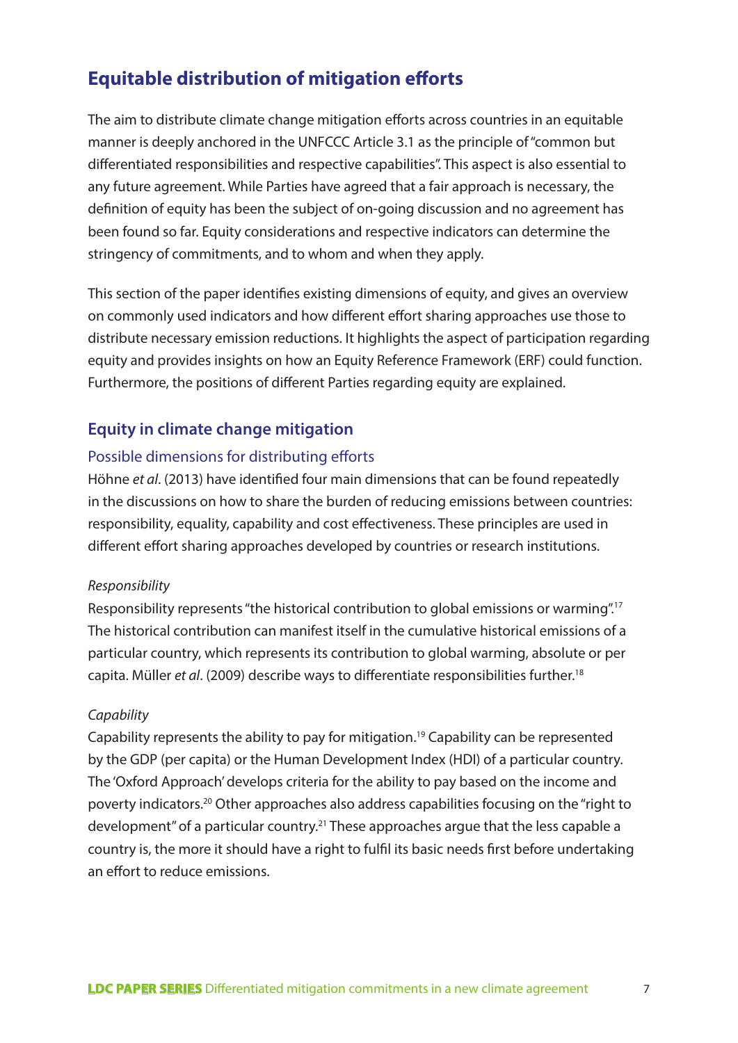## Equitable distribution of mitigation efforts

The aim to distribute climate change mitigation efforts across countries in an equitable manner is deeply anchored in the UNFCCC Article 3.1 as the principle of "common but differentiated responsibilities and respective capabilities". This aspect is also essential to any future agreement. While Parties have agreed that a fair approach is necessary, the definition of equity has been the subject of on-going discussion and no agreement has been found so far. Equity considerations and respective indicators can determine the stringency of commitments, and to whom and when they apply.

This section of the paper identifies existing dimensions of equity, and gives an overview on commonly used indicators and how different effort sharing approaches use those to distribute necessary emission reductions. It highlights the aspect of participation regarding equity and provides insights on how an Equity Reference Framework (ERF) could function. Furthermore, the positions of different Parties regarding equity are explained.

### Equity in climate change mitigation

#### Possible dimensions for distributing efforts

Höhne *et al*. (2013) have identified four main dimensions that can be found repeatedly in the discussions on how to share the burden of reducing emissions between countries: responsibility, equality, capability and cost effectiveness. These principles are used in different effort sharing approaches developed by countries or research institutions.

*Responsibility*

Responsibility represents "the historical contribution to global emissions or warming".[17] The historical contribution can manifest itself in the cumulative historical emissions of a particular country, which represents its contribution to global warming, absolute or per capita. Müller *et al*. (2009) describe ways to differentiate responsibilities further.[18]

*Capability*

Capability represents the ability to pay for mitigation.[19] Capability can be represented by the GDP (per capita) or the Human Development Index (HDI) of a particular country. The 'Oxford Approach' develops criteria for the ability to pay based on the income and poverty indicators.[20] Other approaches also address capabilities focusing on the "right to development" of a particular country.[21] These approaches argue that the less capable a country is, the more it should have a right to fulfil its basic needs first before undertaking an effort to reduce emissions.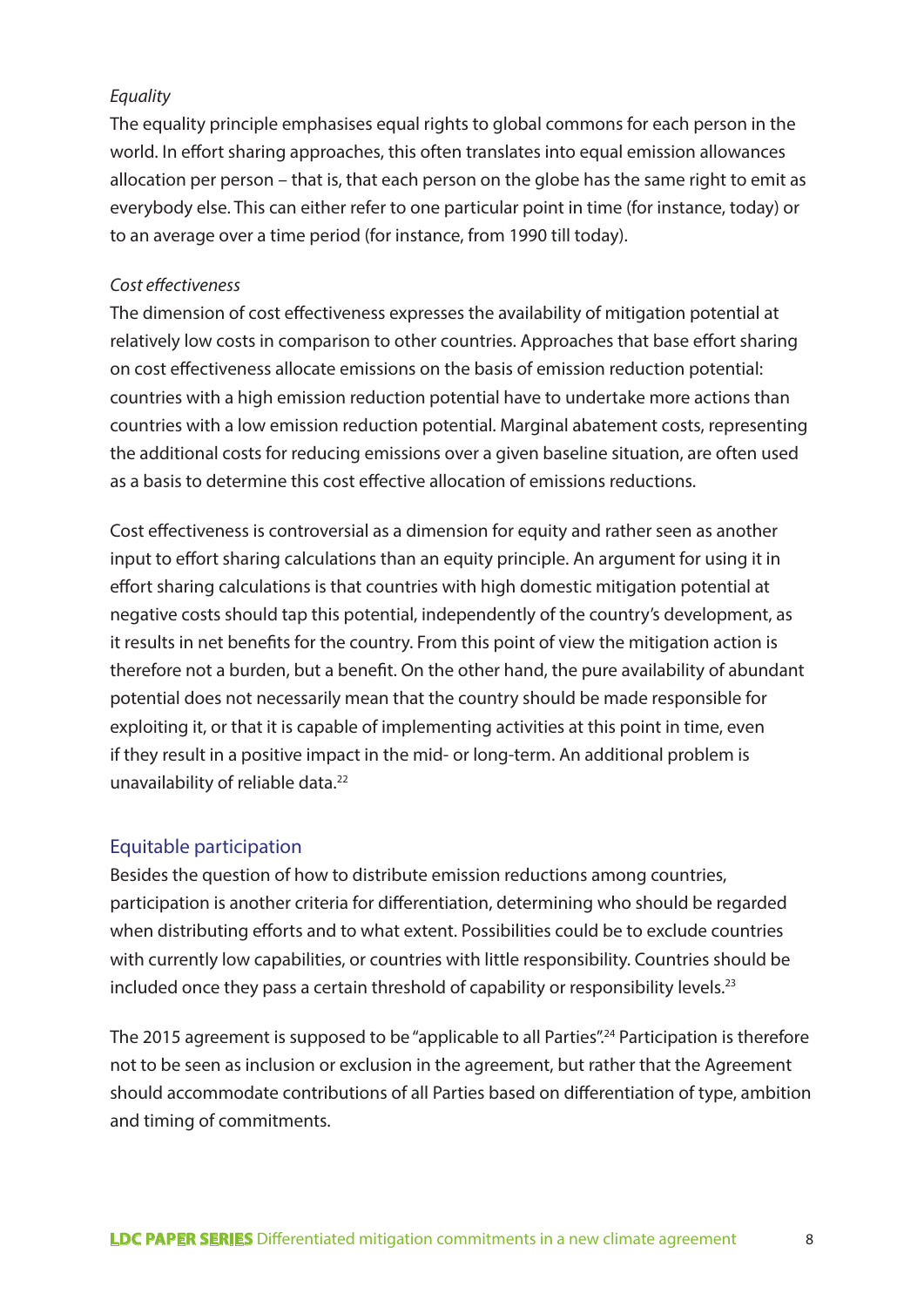*Equality*

The equality principle emphasises equal rights to global commons for each person in the world. In effort sharing approaches, this often translates into equal emission allowances allocation per person – that is, that each person on the globe has the same right to emit as everybody else. This can either refer to one particular point in time (for instance, today) or to an average over a time period (for instance, from 1990 till today).

*Cost effectiveness*

The dimension of cost effectiveness expresses the availability of mitigation potential at relatively low costs in comparison to other countries. Approaches that base effort sharing on cost effectiveness allocate emissions on the basis of emission reduction potential: countries with a high emission reduction potential have to undertake more actions than countries with a low emission reduction potential. Marginal abatement costs, representing the additional costs for reducing emissions over a given baseline situation, are often used as a basis to determine this cost effective allocation of emissions reductions.

Cost effectiveness is controversial as a dimension for equity and rather seen as another input to effort sharing calculations than an equity principle. An argument for using it in effort sharing calculations is that countries with high domestic mitigation potential at negative costs should tap this potential, independently of the country's development, as it results in net benefits for the country. From this point of view the mitigation action is therefore not a burden, but a benefit. On the other hand, the pure availability of abundant potential does not necessarily mean that the country should be made responsible for exploiting it, or that it is capable of implementing activities at this point in time, even if they result in a positive impact in the mid- or long-term. An additional problem is unavailability of reliable data.[22]

## Equitable participation

Besides the question of how to distribute emission reductions among countries, participation is another criteria for differentiation, determining who should be regarded when distributing efforts and to what extent. Possibilities could be to exclude countries with currently low capabilities, or countries with little responsibility. Countries should be included once they pass a certain threshold of capability or responsibility levels.[23]

The 2015 agreement is supposed to be "applicable to all Parties".[24] Participation is therefore not to be seen as inclusion or exclusion in the agreement, but rather that the Agreement should accommodate contributions of all Parties based on differentiation of type, ambition and timing of commitments.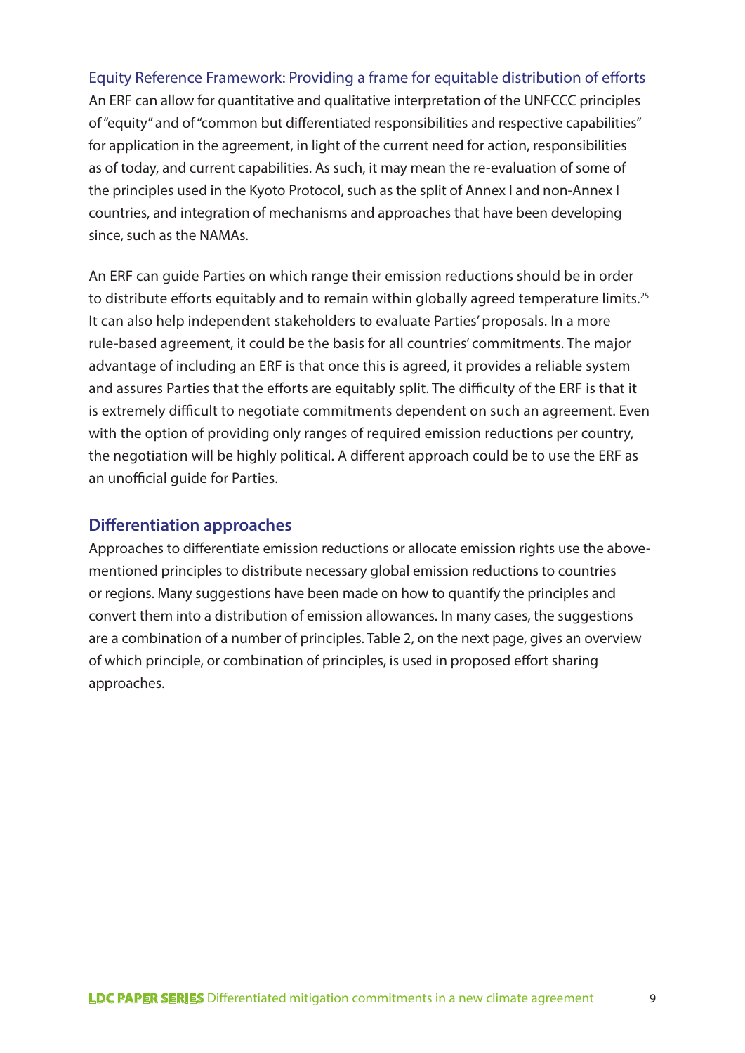### Equity Reference Framework: Providing a frame for equitable distribution of efforts

An ERF can allow for quantitative and qualitative interpretation of the UNFCCC principles of "equity" and of "common but differentiated responsibilities and respective capabilities" for application in the agreement, in light of the current need for action, responsibilities as of today, and current capabilities. As such, it may mean the re-evaluation of some of the principles used in the Kyoto Protocol, such as the split of Annex I and non-Annex I countries, and integration of mechanisms and approaches that have been developing since, such as the NAMAs.

An ERF can guide Parties on which range their emission reductions should be in order to distribute efforts equitably and to remain within globally agreed temperature limits.[25] It can also help independent stakeholders to evaluate Parties' proposals. In a more rule-based agreement, it could be the basis for all countries' commitments. The major advantage of including an ERF is that once this is agreed, it provides a reliable system and assures Parties that the efforts are equitably split. The difficulty of the ERF is that it is extremely difficult to negotiate commitments dependent on such an agreement. Even with the option of providing only ranges of required emission reductions per country, the negotiation will be highly political. A different approach could be to use the ERF as an unofficial guide for Parties.

## Differentiation approaches

Approaches to differentiate emission reductions or allocate emission rights use the above-mentioned principles to distribute necessary global emission reductions to countries or regions. Many suggestions have been made on how to quantify the principles and convert them into a distribution of emission allowances. In many cases, the suggestions are a combination of a number of principles. Table 2, on the next page, gives an overview of which principle, or combination of principles, is used in proposed effort sharing approaches.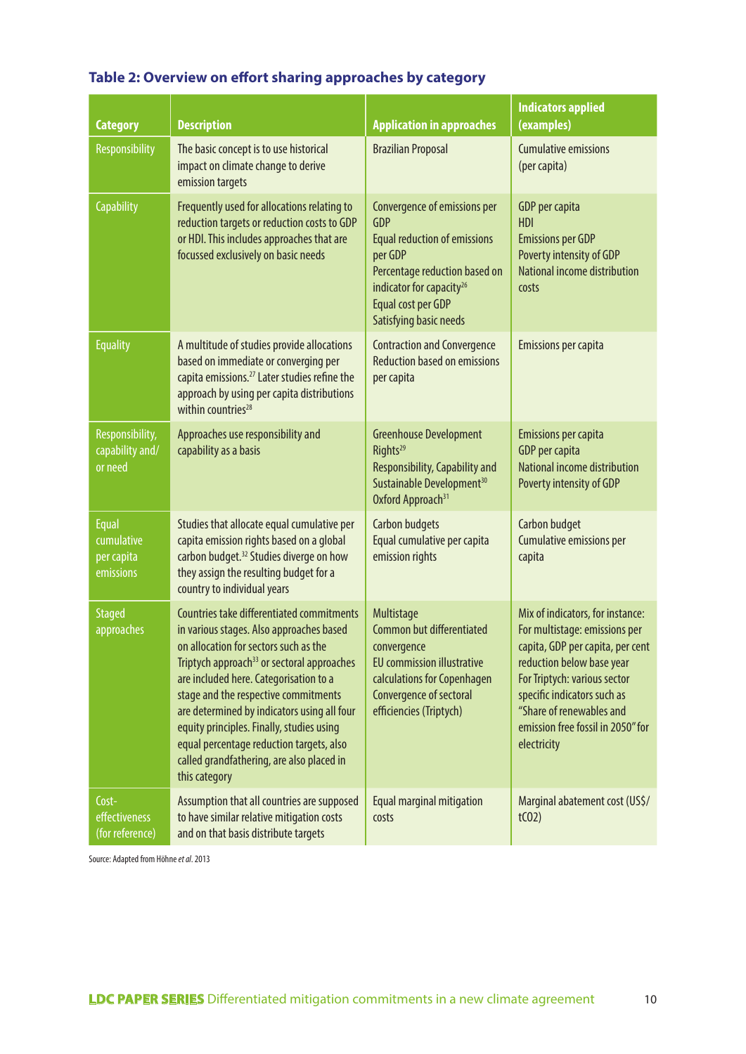**Table 2: Overview on effort sharing approaches by category**

| Category | Description | Application in approaches | Indicators applied (examples) |
|---|---|---|---|
| Responsibility | The basic concept is to use historical impact on climate change to derive emission targets | Brazilian Proposal | Cumulative emissions (per capita) |
| Capability | Frequently used for allocations relating to reduction targets or reduction costs to GDP or HDI. This includes approaches that are focussed exclusively on basic needs | Convergence of emissions per GDP<br>Equal reduction of emissions per GDP<br>Percentage reduction based on indicator for capacity[26]<br>Equal cost per GDP<br>Satisfying basic needs | GDP per capita<br>HDI<br>Emissions per GDP<br>Poverty intensity of GDP<br>National income distribution<br>costs |
| Equality | A multitude of studies provide allocations based on immediate or converging per capita emissions.[27] Later studies refine the approach by using per capita distributions within countries[28] | Contraction and Convergence<br>Reduction based on emissions per capita | Emissions per capita |
| Responsibility, capability and/or need | Approaches use responsibility and capability as a basis | Greenhouse Development Rights[29]<br>Responsibility, Capability and Sustainable Development[30]<br>Oxford Approach[31] | Emissions per capita<br>GDP per capita<br>National income distribution<br>Poverty intensity of GDP |
| Equal cumulative per capita emissions | Studies that allocate equal cumulative per capita emission rights based on a global carbon budget.[32] Studies diverge on how they assign the resulting budget for a country to individual years | Carbon budgets<br>Equal cumulative per capita emission rights | Carbon budget<br>Cumulative emissions per capita |
| Staged approaches | Countries take differentiated commitments in various stages. Also approaches based on allocation for sectors such as the Triptych approach[33] or sectoral approaches are included here. Categorisation to a stage and the respective commitments are determined by indicators using all four equity principles. Finally, studies using equal percentage reduction targets, also called grandfathering, are also placed in this category | Multistage<br>Common but differentiated convergence<br>EU commission illustrative calculations for Copenhagen<br>Convergence of sectoral efficiencies (Triptych) | Mix of indicators, for instance:<br>For multistage: emissions per capita, GDP per capita, per cent reduction below base year<br>For Triptych: various sector specific indicators such as "Share of renewables and emission free fossil in 2050" for electricity |
| Cost-effectiveness (for reference) | Assumption that all countries are supposed to have similar relative mitigation costs and on that basis distribute targets | Equal marginal mitigation costs | Marginal abatement cost (US$/t$CO_2$) |

Source: Adapted from Höhne *et al*. 2013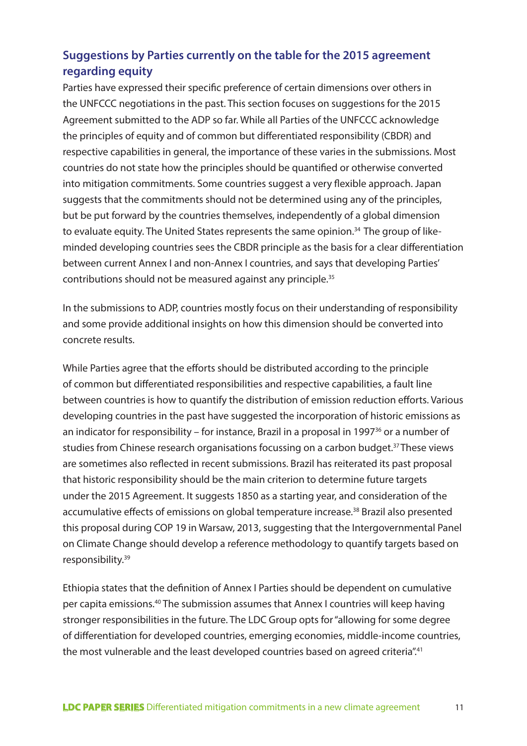## Suggestions by Parties currently on the table for the 2015 agreement regarding equity

Parties have expressed their specific preference of certain dimensions over others in the UNFCCC negotiations in the past. This section focuses on suggestions for the 2015 Agreement submitted to the ADP so far. While all Parties of the UNFCCC acknowledge the principles of equity and of common but differentiated responsibility (CBDR) and respective capabilities in general, the importance of these varies in the submissions. Most countries do not state how the principles should be quantified or otherwise converted into mitigation commitments. Some countries suggest a very flexible approach. Japan suggests that the commitments should not be determined using any of the principles, but be put forward by the countries themselves, independently of a global dimension to evaluate equity. The United States represents the same opinion.[34] The group of like-minded developing countries sees the CBDR principle as the basis for a clear differentiation between current Annex I and non-Annex I countries, and says that developing Parties' contributions should not be measured against any principle.[35]

In the submissions to ADP, countries mostly focus on their understanding of responsibility and some provide additional insights on how this dimension should be converted into concrete results.

While Parties agree that the efforts should be distributed according to the principle of common but differentiated responsibilities and respective capabilities, a fault line between countries is how to quantify the distribution of emission reduction efforts. Various developing countries in the past have suggested the incorporation of historic emissions as an indicator for responsibility – for instance, Brazil in a proposal in 1997[36] or a number of studies from Chinese research organisations focussing on a carbon budget.[37] These views are sometimes also reflected in recent submissions. Brazil has reiterated its past proposal that historic responsibility should be the main criterion to determine future targets under the 2015 Agreement. It suggests 1850 as a starting year, and consideration of the accumulative effects of emissions on global temperature increase.[38] Brazil also presented this proposal during COP 19 in Warsaw, 2013, suggesting that the Intergovernmental Panel on Climate Change should develop a reference methodology to quantify targets based on responsibility.[39]

Ethiopia states that the definition of Annex I Parties should be dependent on cumulative per capita emissions.[40] The submission assumes that Annex I countries will keep having stronger responsibilities in the future. The LDC Group opts for "allowing for some degree of differentiation for developed countries, emerging economies, middle-income countries, the most vulnerable and the least developed countries based on agreed criteria".[41]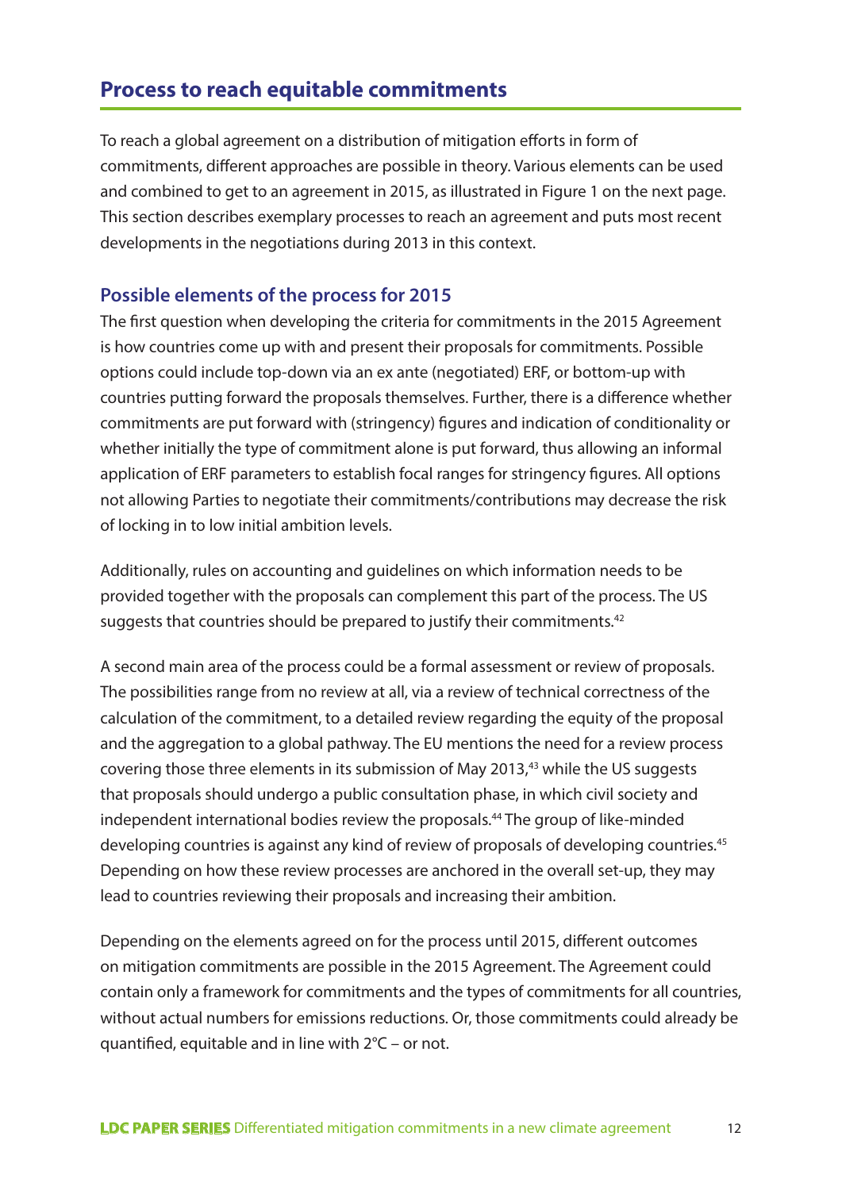## Process to reach equitable commitments

To reach a global agreement on a distribution of mitigation efforts in form of commitments, different approaches are possible in theory. Various elements can be used and combined to get to an agreement in 2015, as illustrated in Figure 1 on the next page. This section describes exemplary processes to reach an agreement and puts most recent developments in the negotiations during 2013 in this context.

### Possible elements of the process for 2015

The first question when developing the criteria for commitments in the 2015 Agreement is how countries come up with and present their proposals for commitments. Possible options could include top-down via an ex ante (negotiated) ERF, or bottom-up with countries putting forward the proposals themselves. Further, there is a difference whether commitments are put forward with (stringency) figures and indication of conditionality or whether initially the type of commitment alone is put forward, thus allowing an informal application of ERF parameters to establish focal ranges for stringency figures. All options not allowing Parties to negotiate their commitments/contributions may decrease the risk of locking in to low initial ambition levels.

Additionally, rules on accounting and guidelines on which information needs to be provided together with the proposals can complement this part of the process. The US suggests that countries should be prepared to justify their commitments.[42]

A second main area of the process could be a formal assessment or review of proposals. The possibilities range from no review at all, via a review of technical correctness of the calculation of the commitment, to a detailed review regarding the equity of the proposal and the aggregation to a global pathway. The EU mentions the need for a review process covering those three elements in its submission of May 2013,[43] while the US suggests that proposals should undergo a public consultation phase, in which civil society and independent international bodies review the proposals.[44] The group of like-minded developing countries is against any kind of review of proposals of developing countries.[45] Depending on how these review processes are anchored in the overall set-up, they may lead to countries reviewing their proposals and increasing their ambition.

Depending on the elements agreed on for the process until 2015, different outcomes on mitigation commitments are possible in the 2015 Agreement. The Agreement could contain only a framework for commitments and the types of commitments for all countries, without actual numbers for emissions reductions. Or, those commitments could already be quantified, equitable and in line with 2°C – or not.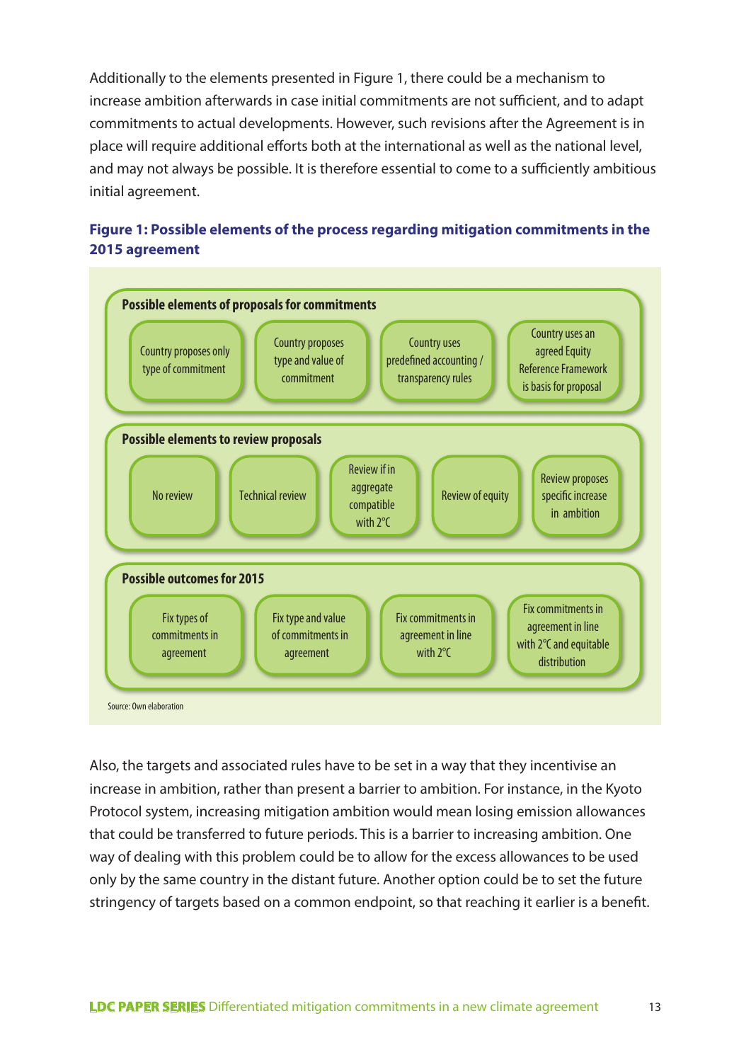Additionally to the elements presented in Figure 1, there could be a mechanism to increase ambition afterwards in case initial commitments are not sufficient, and to adapt commitments to actual developments. However, such revisions after the Agreement is in place will require additional efforts both at the international as well as the national level, and may not always be possible. It is therefore essential to come to a sufficiently ambitious initial agreement.

**Figure 1: Possible elements of the process regarding mitigation commitments in the 2015 agreement**

**Possible elements of proposals for commitments**

- Country proposes only type of commitment
- Country proposes type and value of commitment
- Country uses predefined accounting / transparency rules
- Country uses an agreed Equity Reference Framework is basis for proposal

**Possible elements to review proposals**

- No review
- Technical review
- Review if in aggregate compatible with 2°C
- Review of equity
- Review proposes specific increase in ambition

**Possible outcomes for 2015**

- Fix types of commitments in agreement
- Fix type and value of commitments in agreement
- Fix commitments in agreement in line with 2°C
- Fix commitments in agreement in line with 2°C and equitable distribution

Source: Own elaboration

Also, the targets and associated rules have to be set in a way that they incentivise an increase in ambition, rather than present a barrier to ambition. For instance, in the Kyoto Protocol system, increasing mitigation ambition would mean losing emission allowances that could be transferred to future periods. This is a barrier to increasing ambition. One way of dealing with this problem could be to allow for the excess allowances to be used only by the same country in the distant future. Another option could be to set the future stringency of targets based on a common endpoint, so that reaching it earlier is a benefit.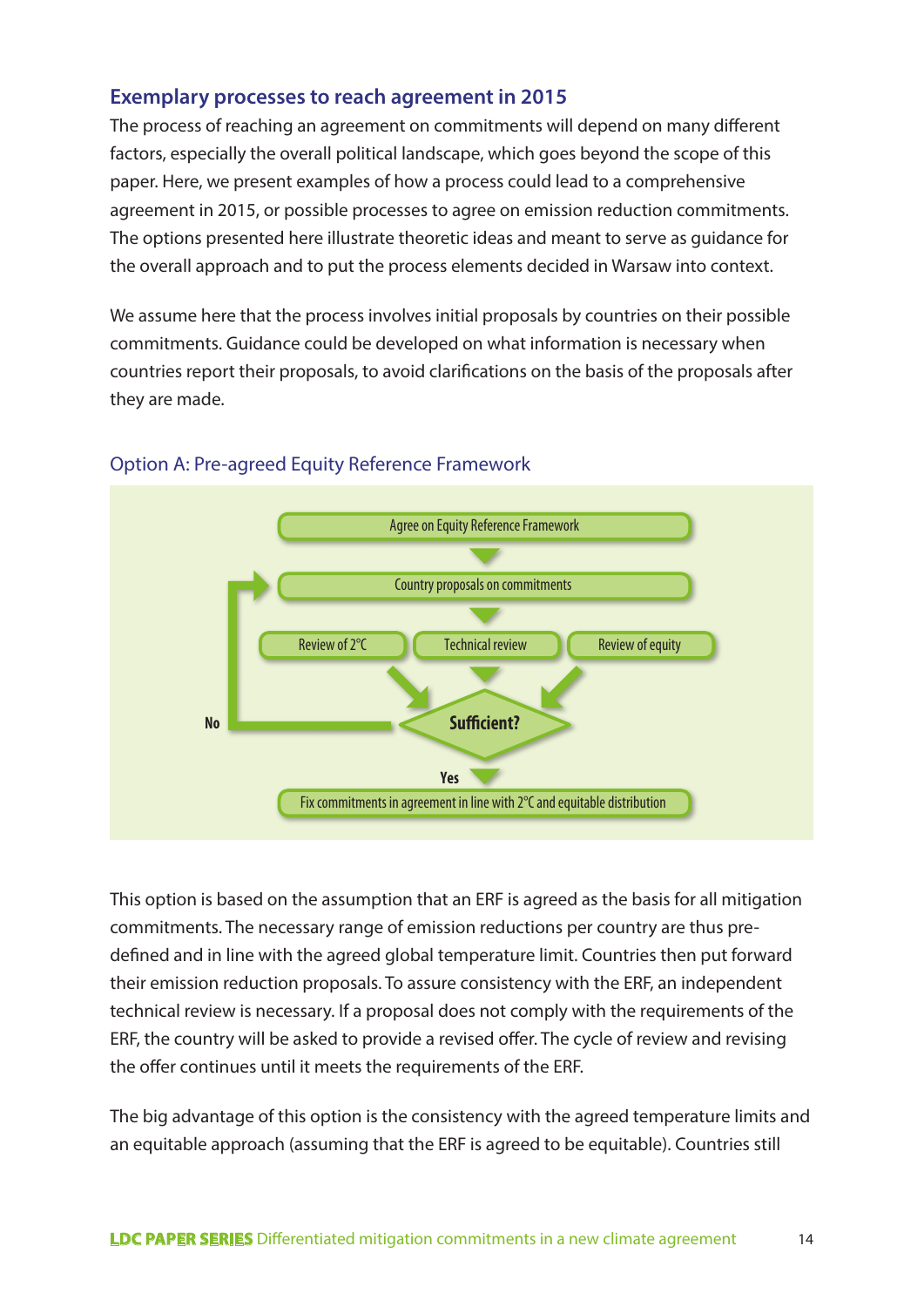## Exemplary processes to reach agreement in 2015

The process of reaching an agreement on commitments will depend on many different factors, especially the overall political landscape, which goes beyond the scope of this paper. Here, we present examples of how a process could lead to a comprehensive agreement in 2015, or possible processes to agree on emission reduction commitments. The options presented here illustrate theoretic ideas and meant to serve as guidance for the overall approach and to put the process elements decided in Warsaw into context.

We assume here that the process involves initial proposals by countries on their possible commitments. Guidance could be developed on what information is necessary when countries report their proposals, to avoid clarifications on the basis of the proposals after they are made.

### Option A: Pre-agreed Equity Reference Framework

Agree on Equity Reference Framework

Country proposals on commitments

Review of 2°C

Technical review

Review of equity

Sufficient?

No

Yes

Fix commitments in agreement in line with 2°C and equitable distribution

This option is based on the assumption that an ERF is agreed as the basis for all mitigation commitments. The necessary range of emission reductions per country are thus pre-defined and in line with the agreed global temperature limit. Countries then put forward their emission reduction proposals. To assure consistency with the ERF, an independent technical review is necessary. If a proposal does not comply with the requirements of the ERF, the country will be asked to provide a revised offer. The cycle of review and revising the offer continues until it meets the requirements of the ERF.

The big advantage of this option is the consistency with the agreed temperature limits and an equitable approach (assuming that the ERF is agreed to be equitable). Countries still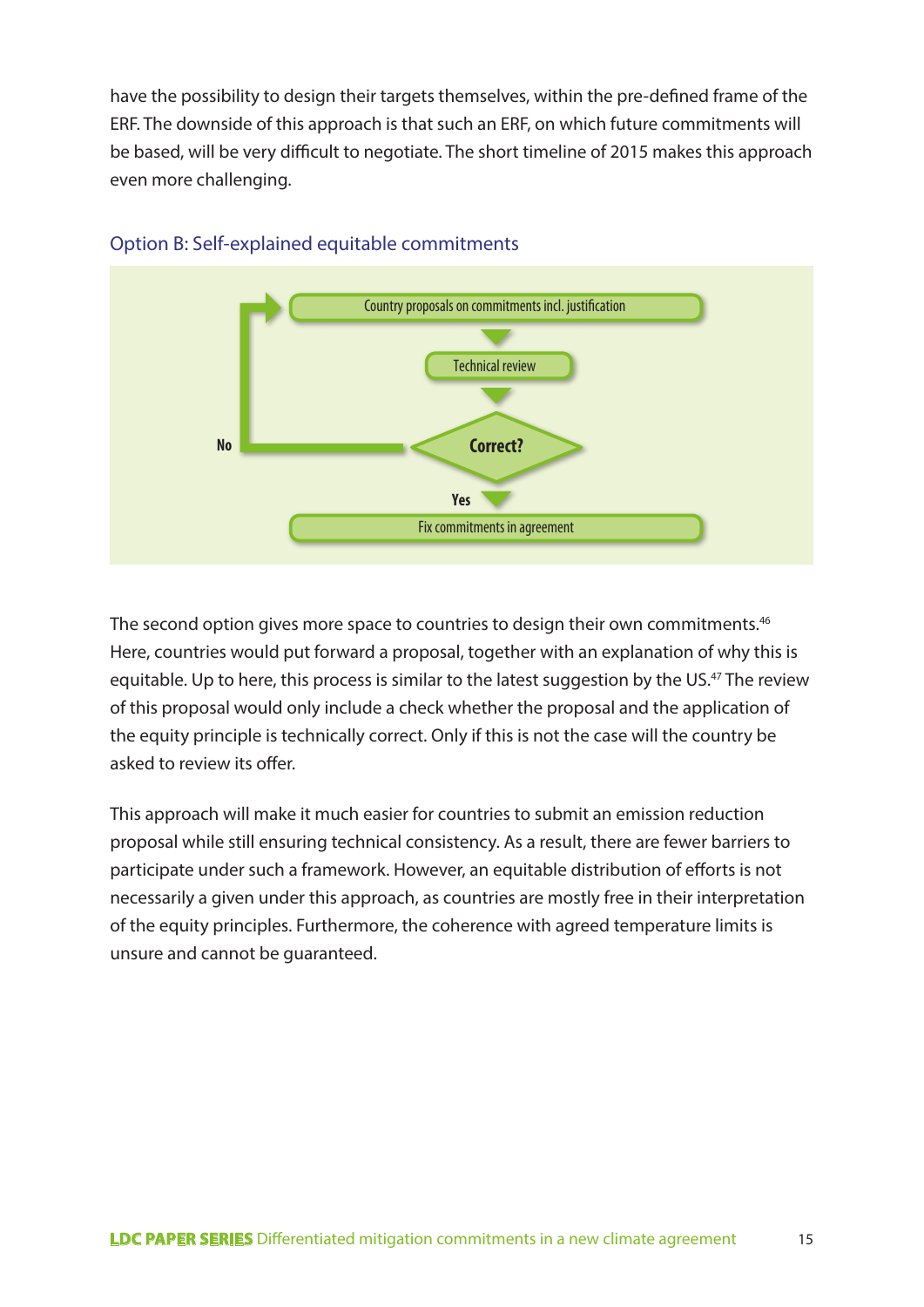have the possibility to design their targets themselves, within the pre-defined frame of the ERF. The downside of this approach is that such an ERF, on which future commitments will be based, will be very difficult to negotiate. The short timeline of 2015 makes this approach even more challenging.

### Option B: Self-explained equitable commitments

Country proposals on commitments incl. justification

Technical review

Correct?

No

Yes

Fix commitments in agreement

The second option gives more space to countries to design their own commitments.[46] Here, countries would put forward a proposal, together with an explanation of why this is equitable. Up to here, this process is similar to the latest suggestion by the US.[47] The review of this proposal would only include a check whether the proposal and the application of the equity principle is technically correct. Only if this is not the case will the country be asked to review its offer.

This approach will make it much easier for countries to submit an emission reduction proposal while still ensuring technical consistency. As a result, there are fewer barriers to participate under such a framework. However, an equitable distribution of efforts is not necessarily a given under this approach, as countries are mostly free in their interpretation of the equity principles. Furthermore, the coherence with agreed temperature limits is unsure and cannot be guaranteed.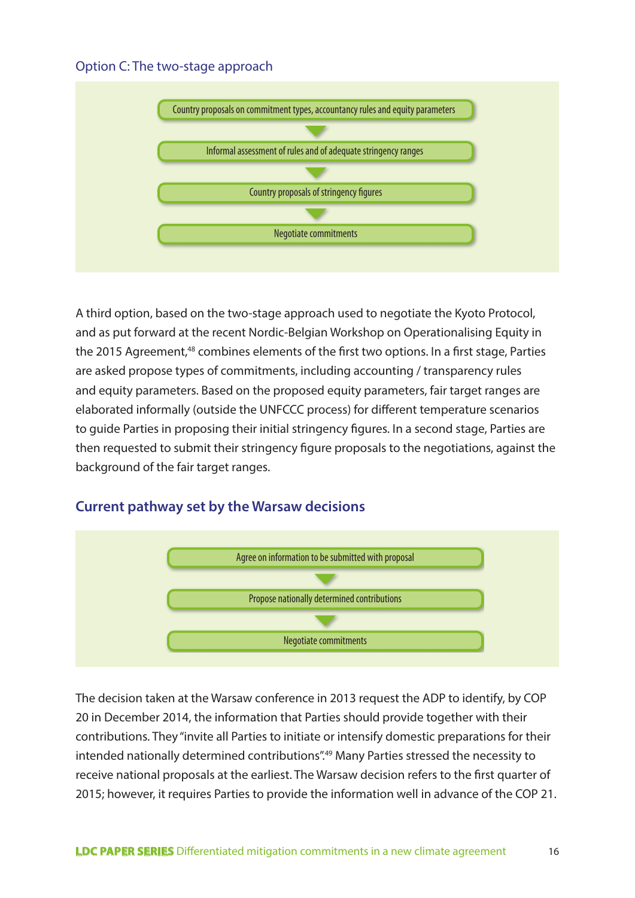### Option C: The two-stage approach

Country proposals on commitment types, accountancy rules and equity parameters

▼

Informal assessment of rules and of adequate stringency ranges

▼

Country proposals of stringency figures

▼

Negotiate commitments

A third option, based on the two-stage approach used to negotiate the Kyoto Protocol, and as put forward at the recent Nordic-Belgian Workshop on Operationalising Equity in the 2015 Agreement,[48] combines elements of the first two options. In a first stage, Parties are asked propose types of commitments, including accounting / transparency rules and equity parameters. Based on the proposed equity parameters, fair target ranges are elaborated informally (outside the UNFCCC process) for different temperature scenarios to guide Parties in proposing their initial stringency figures. In a second stage, Parties are then requested to submit their stringency figure proposals to the negotiations, against the background of the fair target ranges.

## Current pathway set by the Warsaw decisions

Agree on information to be submitted with proposal

▼

Propose nationally determined contributions

▼

Negotiate commitments

The decision taken at the Warsaw conference in 2013 request the ADP to identify, by COP 20 in December 2014, the information that Parties should provide together with their contributions. They "invite all Parties to initiate or intensify domestic preparations for their intended nationally determined contributions".[49] Many Parties stressed the necessity to receive national proposals at the earliest. The Warsaw decision refers to the first quarter of 2015; however, it requires Parties to provide the information well in advance of the COP 21.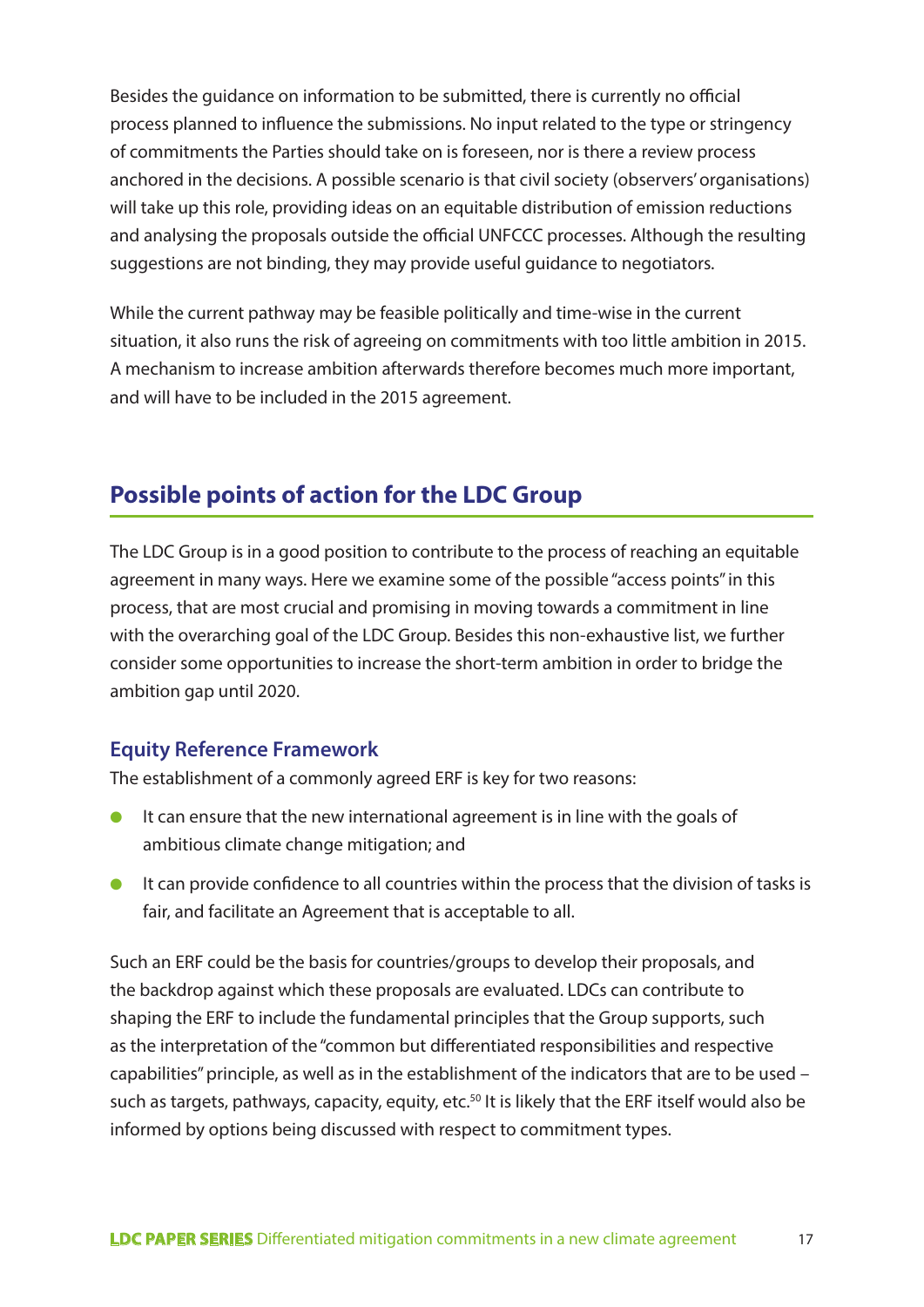Besides the guidance on information to be submitted, there is currently no official process planned to influence the submissions. No input related to the type or stringency of commitments the Parties should take on is foreseen, nor is there a review process anchored in the decisions. A possible scenario is that civil society (observers' organisations) will take up this role, providing ideas on an equitable distribution of emission reductions and analysing the proposals outside the official UNFCCC processes. Although the resulting suggestions are not binding, they may provide useful guidance to negotiators.

While the current pathway may be feasible politically and time-wise in the current situation, it also runs the risk of agreeing on commitments with too little ambition in 2015. A mechanism to increase ambition afterwards therefore becomes much more important, and will have to be included in the 2015 agreement.

## Possible points of action for the LDC Group

The LDC Group is in a good position to contribute to the process of reaching an equitable agreement in many ways. Here we examine some of the possible "access points" in this process, that are most crucial and promising in moving towards a commitment in line with the overarching goal of the LDC Group. Besides this non-exhaustive list, we further consider some opportunities to increase the short-term ambition in order to bridge the ambition gap until 2020.

### Equity Reference Framework

The establishment of a commonly agreed ERF is key for two reasons:

- It can ensure that the new international agreement is in line with the goals of ambitious climate change mitigation; and
- It can provide confidence to all countries within the process that the division of tasks is fair, and facilitate an Agreement that is acceptable to all.

Such an ERF could be the basis for countries/groups to develop their proposals, and the backdrop against which these proposals are evaluated. LDCs can contribute to shaping the ERF to include the fundamental principles that the Group supports, such as the interpretation of the "common but differentiated responsibilities and respective capabilities" principle, as well as in the establishment of the indicators that are to be used – such as targets, pathways, capacity, equity, etc.[50] It is likely that the ERF itself would also be informed by options being discussed with respect to commitment types.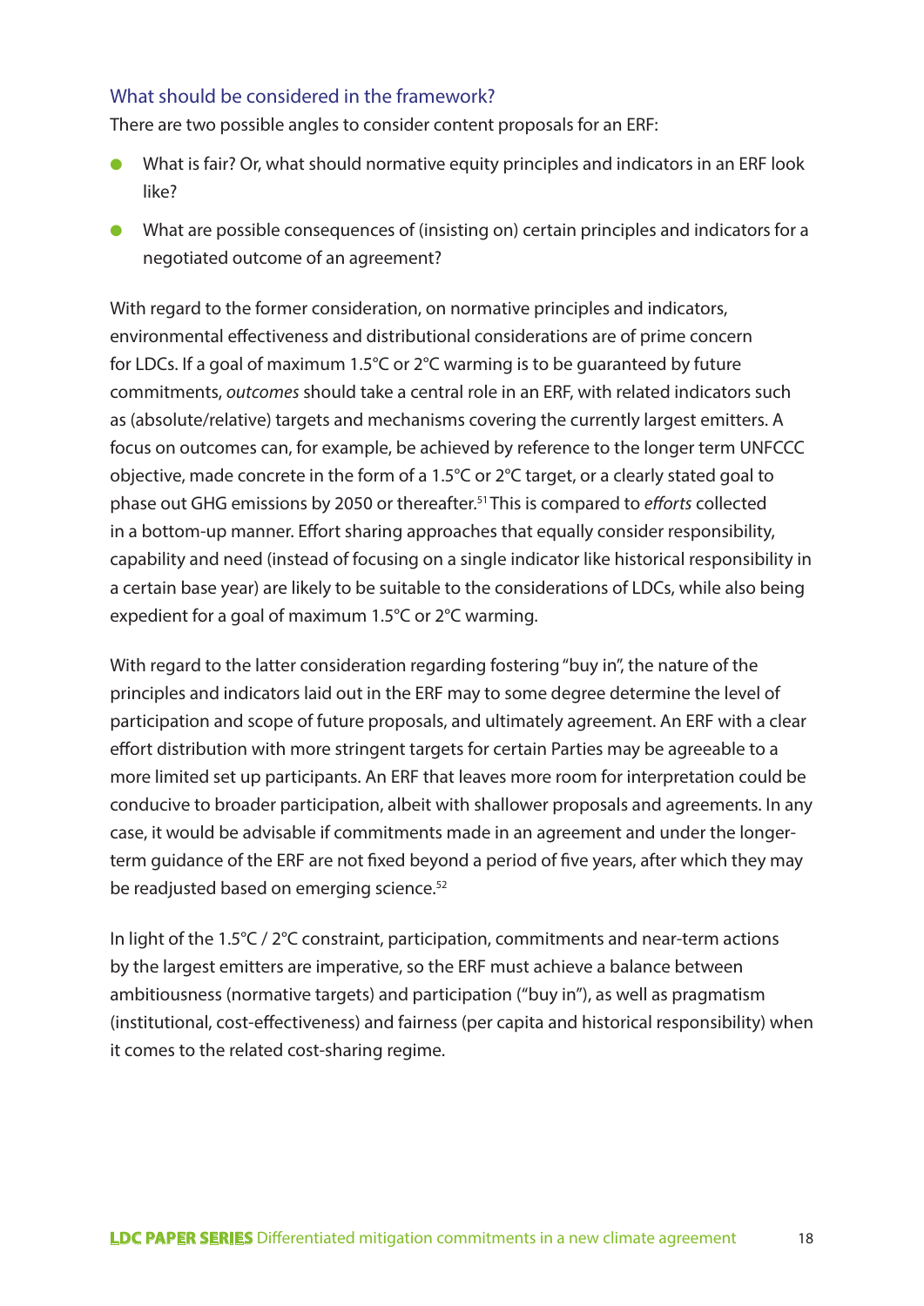### What should be considered in the framework?

There are two possible angles to consider content proposals for an ERF:

- What is fair? Or, what should normative equity principles and indicators in an ERF look like?
- What are possible consequences of (insisting on) certain principles and indicators for a negotiated outcome of an agreement?

With regard to the former consideration, on normative principles and indicators, environmental effectiveness and distributional considerations are of prime concern for LDCs. If a goal of maximum 1.5°C or 2°C warming is to be guaranteed by future commitments, *outcomes* should take a central role in an ERF, with related indicators such as (absolute/relative) targets and mechanisms covering the currently largest emitters. A focus on outcomes can, for example, be achieved by reference to the longer term UNFCCC objective, made concrete in the form of a 1.5°C or 2°C target, or a clearly stated goal to phase out GHG emissions by 2050 or thereafter.[51] This is compared to *efforts* collected in a bottom-up manner. Effort sharing approaches that equally consider responsibility, capability and need (instead of focusing on a single indicator like historical responsibility in a certain base year) are likely to be suitable to the considerations of LDCs, while also being expedient for a goal of maximum 1.5°C or 2°C warming.

With regard to the latter consideration regarding fostering "buy in", the nature of the principles and indicators laid out in the ERF may to some degree determine the level of participation and scope of future proposals, and ultimately agreement. An ERF with a clear effort distribution with more stringent targets for certain Parties may be agreeable to a more limited set up participants. An ERF that leaves more room for interpretation could be conducive to broader participation, albeit with shallower proposals and agreements. In any case, it would be advisable if commitments made in an agreement and under the longer-term guidance of the ERF are not fixed beyond a period of five years, after which they may be readjusted based on emerging science.[52]

In light of the 1.5°C / 2°C constraint, participation, commitments and near-term actions by the largest emitters are imperative, so the ERF must achieve a balance between ambitiousness (normative targets) and participation ("buy in"), as well as pragmatism (institutional, cost-effectiveness) and fairness (per capita and historical responsibility) when it comes to the related cost-sharing regime.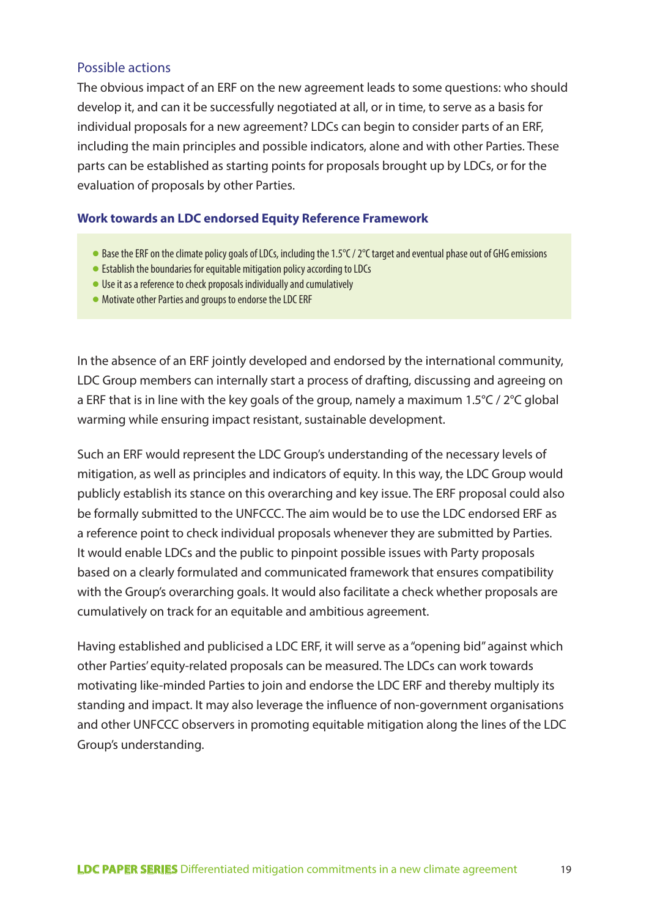## Possible actions

The obvious impact of an ERF on the new agreement leads to some questions: who should develop it, and can it be successfully negotiated at all, or in time, to serve as a basis for individual proposals for a new agreement? LDCs can begin to consider parts of an ERF, including the main principles and possible indicators, alone and with other Parties. These parts can be established as starting points for proposals brought up by LDCs, or for the evaluation of proposals by other Parties.

**Work towards an LDC endorsed Equity Reference Framework**

- Base the ERF on the climate policy goals of LDCs, including the 1.5°C / 2°C target and eventual phase out of GHG emissions
- Establish the boundaries for equitable mitigation policy according to LDCs
- Use it as a reference to check proposals individually and cumulatively
- Motivate other Parties and groups to endorse the LDC ERF

In the absence of an ERF jointly developed and endorsed by the international community, LDC Group members can internally start a process of drafting, discussing and agreeing on a ERF that is in line with the key goals of the group, namely a maximum 1.5°C / 2°C global warming while ensuring impact resistant, sustainable development.

Such an ERF would represent the LDC Group's understanding of the necessary levels of mitigation, as well as principles and indicators of equity. In this way, the LDC Group would publicly establish its stance on this overarching and key issue. The ERF proposal could also be formally submitted to the UNFCCC. The aim would be to use the LDC endorsed ERF as a reference point to check individual proposals whenever they are submitted by Parties. It would enable LDCs and the public to pinpoint possible issues with Party proposals based on a clearly formulated and communicated framework that ensures compatibility with the Group's overarching goals. It would also facilitate a check whether proposals are cumulatively on track for an equitable and ambitious agreement.

Having established and publicised a LDC ERF, it will serve as a "opening bid" against which other Parties' equity-related proposals can be measured. The LDCs can work towards motivating like-minded Parties to join and endorse the LDC ERF and thereby multiply its standing and impact. It may also leverage the influence of non-government organisations and other UNFCCC observers in promoting equitable mitigation along the lines of the LDC Group's understanding.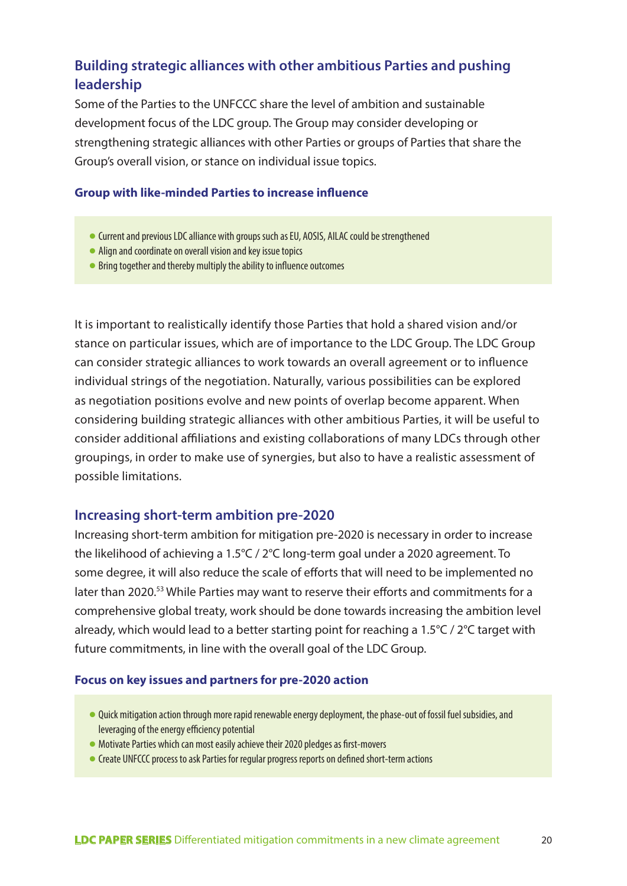## Building strategic alliances with other ambitious Parties and pushing leadership

Some of the Parties to the UNFCCC share the level of ambition and sustainable development focus of the LDC group. The Group may consider developing or strengthening strategic alliances with other Parties or groups of Parties that share the Group's overall vision, or stance on individual issue topics.

### Group with like-minded Parties to increase influence

- Current and previous LDC alliance with groups such as EU, AOSIS, AILAC could be strengthened
- Align and coordinate on overall vision and key issue topics
- Bring together and thereby multiply the ability to influence outcomes

It is important to realistically identify those Parties that hold a shared vision and/or stance on particular issues, which are of importance to the LDC Group. The LDC Group can consider strategic alliances to work towards an overall agreement or to influence individual strings of the negotiation. Naturally, various possibilities can be explored as negotiation positions evolve and new points of overlap become apparent. When considering building strategic alliances with other ambitious Parties, it will be useful to consider additional affiliations and existing collaborations of many LDCs through other groupings, in order to make use of synergies, but also to have a realistic assessment of possible limitations.

## Increasing short-term ambition pre-2020

Increasing short-term ambition for mitigation pre-2020 is necessary in order to increase the likelihood of achieving a 1.5°C / 2°C long-term goal under a 2020 agreement. To some degree, it will also reduce the scale of efforts that will need to be implemented no later than 2020.[53] While Parties may want to reserve their efforts and commitments for a comprehensive global treaty, work should be done towards increasing the ambition level already, which would lead to a better starting point for reaching a 1.5°C / 2°C target with future commitments, in line with the overall goal of the LDC Group.

### Focus on key issues and partners for pre-2020 action

- Quick mitigation action through more rapid renewable energy deployment, the phase-out of fossil fuel subsidies, and leveraging of the energy efficiency potential
- Motivate Parties which can most easily achieve their 2020 pledges as first-movers
- Create UNFCCC process to ask Parties for regular progress reports on defined short-term actions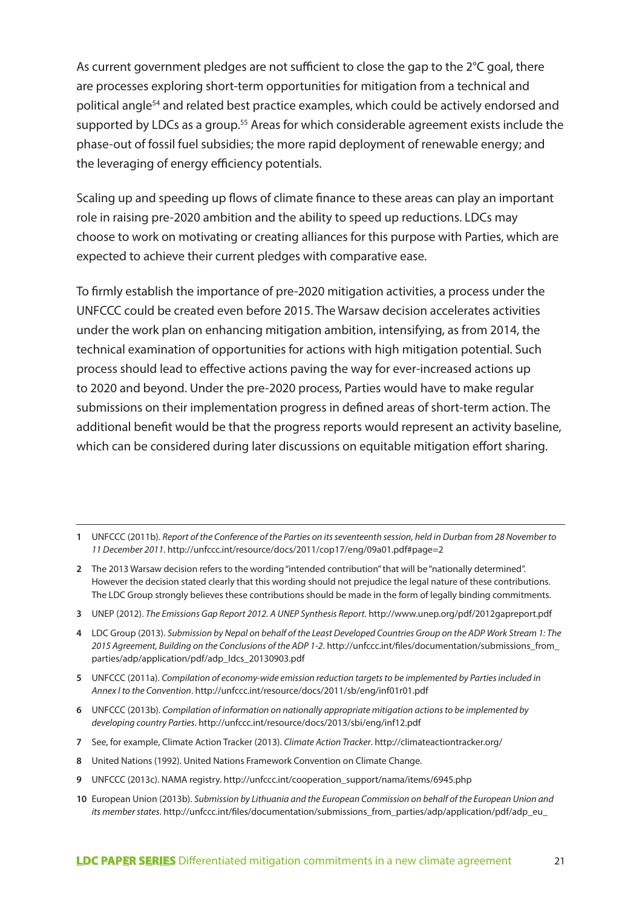As current government pledges are not sufficient to close the gap to the 2°C goal, there are processes exploring short-term opportunities for mitigation from a technical and political angle[54] and related best practice examples, which could be actively endorsed and supported by LDCs as a group.[55] Areas for which considerable agreement exists include the phase-out of fossil fuel subsidies; the more rapid deployment of renewable energy; and the leveraging of energy efficiency potentials.

Scaling up and speeding up flows of climate finance to these areas can play an important role in raising pre-2020 ambition and the ability to speed up reductions. LDCs may choose to work on motivating or creating alliances for this purpose with Parties, which are expected to achieve their current pledges with comparative ease.

To firmly establish the importance of pre-2020 mitigation activities, a process under the UNFCCC could be created even before 2015. The Warsaw decision accelerates activities under the work plan on enhancing mitigation ambition, intensifying, as from 2014, the technical examination of opportunities for actions with high mitigation potential. Such process should lead to effective actions paving the way for ever-increased actions up to 2020 and beyond. Under the pre-2020 process, Parties would have to make regular submissions on their implementation progress in defined areas of short-term action. The additional benefit would be that the progress reports would represent an activity baseline, which can be considered during later discussions on equitable mitigation effort sharing.

---

1 UNFCCC (2011b). *Report of the Conference of the Parties on its seventeenth session, held in Durban from 28 November to 11 December 2011*. http://unfccc.int/resource/docs/2011/cop17/eng/09a01.pdf#page=2

2 The 2013 Warsaw decision refers to the wording "intended contribution" that will be "nationally determined". However the decision stated clearly that this wording should not prejudice the legal nature of these contributions. The LDC Group strongly believes these contributions should be made in the form of legally binding commitments.

3 UNEP (2012). *The Emissions Gap Report 2012. A UNEP Synthesis Report*. http://www.unep.org/pdf/2012gapreport.pdf

4 LDC Group (2013). *Submission by Nepal on behalf of the Least Developed Countries Group on the ADP Work Stream 1: The 2015 Agreement, Building on the Conclusions of the ADP 1-2*. http://unfccc.int/files/documentation/submissions_from_parties/adp/application/pdf/adp_ldcs_20130903.pdf

5 UNFCCC (2011a). *Compilation of economy-wide emission reduction targets to be implemented by Parties included in Annex I to the Convention*. http://unfccc.int/resource/docs/2011/sb/eng/inf01r01.pdf

6 UNFCCC (2013b). *Compilation of information on nationally appropriate mitigation actions to be implemented by developing country Parties*. http://unfccc.int/resource/docs/2013/sbi/eng/inf12.pdf

7 See, for example, Climate Action Tracker (2013). *Climate Action Tracker*. http://climateactiontracker.org/

8 United Nations (1992). United Nations Framework Convention on Climate Change.

9 UNFCCC (2013c). NAMA registry. http://unfccc.int/cooperation_support/nama/items/6945.php

10 European Union (2013b). *Submission by Lithuania and the European Commission on behalf of the European Union and its member states*. http://unfccc.int/files/documentation/submissions_from_parties/adp/application/pdf/adp_eu_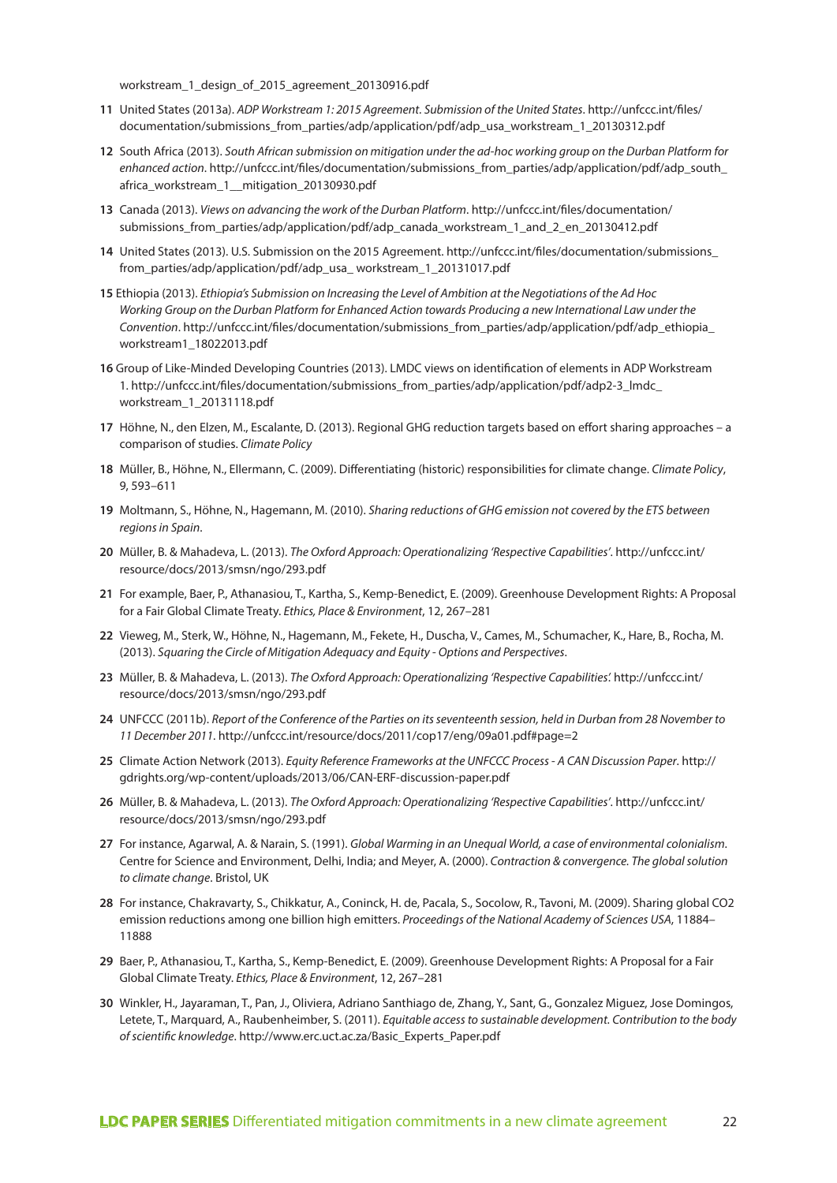workstream_1_design_of_2015_agreement_20130916.pdf

11 United States (2013a). *ADP Workstream 1: 2015 Agreement. Submission of the United States*. http://unfccc.int/files/documentation/submissions_from_parties/adp/application/pdf/adp_usa_workstream_1_20130312.pdf

12 South Africa (2013). *South African submission on mitigation under the ad-hoc working group on the Durban Platform for enhanced action*. http://unfccc.int/files/documentation/submissions_from_parties/adp/application/pdf/adp_south_africa_workstream_1__mitigation_20130930.pdf

13 Canada (2013). *Views on advancing the work of the Durban Platform*. http://unfccc.int/files/documentation/submissions_from_parties/adp/application/pdf/adp_canada_workstream_1_and_2_en_20130412.pdf

14 United States (2013). U.S. Submission on the 2015 Agreement. http://unfccc.int/files/documentation/submissions_from_parties/adp/application/pdf/adp_usa_ workstream_1_20131017.pdf

15 Ethiopia (2013). *Ethiopia's Submission on Increasing the Level of Ambition at the Negotiations of the Ad Hoc Working Group on the Durban Platform for Enhanced Action towards Producing a new International Law under the Convention*. http://unfccc.int/files/documentation/submissions_from_parties/adp/application/pdf/adp_ethiopia_workstream1_18022013.pdf

16 Group of Like-Minded Developing Countries (2013). LMDC views on identification of elements in ADP Workstream 1. http://unfccc.int/files/documentation/submissions_from_parties/adp/application/pdf/adp2-3_lmdc_workstream_1_20131118.pdf

17 Höhne, N., den Elzen, M., Escalante, D. (2013). Regional GHG reduction targets based on effort sharing approaches – a comparison of studies. *Climate Policy*

18 Müller, B., Höhne, N., Ellermann, C. (2009). Differentiating (historic) responsibilities for climate change. *Climate Policy*, 9, 593–611

19 Moltmann, S., Höhne, N., Hagemann, M. (2010). *Sharing reductions of GHG emission not covered by the ETS between regions in Spain*.

20 Müller, B. & Mahadeva, L. (2013). *The Oxford Approach: Operationalizing 'Respective Capabilities'*. http://unfccc.int/resource/docs/2013/smsn/ngo/293.pdf

21 For example, Baer, P., Athanasiou, T., Kartha, S., Kemp-Benedict, E. (2009). Greenhouse Development Rights: A Proposal for a Fair Global Climate Treaty. *Ethics, Place & Environment*, 12, 267–281

22 Vieweg, M., Sterk, W., Höhne, N., Hagemann, M., Fekete, H., Duscha, V., Cames, M., Schumacher, K., Hare, B., Rocha, M. (2013). *Squaring the Circle of Mitigation Adequacy and Equity - Options and Perspectives*.

23 Müller, B. & Mahadeva, L. (2013). *The Oxford Approach: Operationalizing 'Respective Capabilities'.* http://unfccc.int/resource/docs/2013/smsn/ngo/293.pdf

24 UNFCCC (2011b). *Report of the Conference of the Parties on its seventeenth session, held in Durban from 28 November to 11 December 2011*. http://unfccc.int/resource/docs/2011/cop17/eng/09a01.pdf#page=2

25 Climate Action Network (2013). *Equity Reference Frameworks at the UNFCCC Process - A CAN Discussion Paper*. http://gdrights.org/wp-content/uploads/2013/06/CAN-ERF-discussion-paper.pdf

26 Müller, B. & Mahadeva, L. (2013). *The Oxford Approach: Operationalizing 'Respective Capabilities'*. http://unfccc.int/resource/docs/2013/smsn/ngo/293.pdf

27 For instance, Agarwal, A. & Narain, S. (1991). *Global Warming in an Unequal World, a case of environmental colonialism*. Centre for Science and Environment, Delhi, India; and Meyer, A. (2000). *Contraction & convergence. The global solution to climate change*. Bristol, UK

28 For instance, Chakravarty, S., Chikkatur, A., Coninck, H. de, Pacala, S., Socolow, R., Tavoni, M. (2009). Sharing global CO2 emission reductions among one billion high emitters. *Proceedings of the National Academy of Sciences USA*, 11884–11888

29 Baer, P., Athanasiou, T., Kartha, S., Kemp-Benedict, E. (2009). Greenhouse Development Rights: A Proposal for a Fair Global Climate Treaty. *Ethics, Place & Environment*, 12, 267–281

30 Winkler, H., Jayaraman, T., Pan, J., Oliviera, Adriano Santhiago de, Zhang, Y., Sant, G., Gonzalez Miguez, Jose Domingos, Letete, T., Marquard, A., Raubenheimber, S. (2011). *Equitable access to sustainable development. Contribution to the body of scientific knowledge*. http://www.erc.uct.ac.za/Basic_Experts_Paper.pdf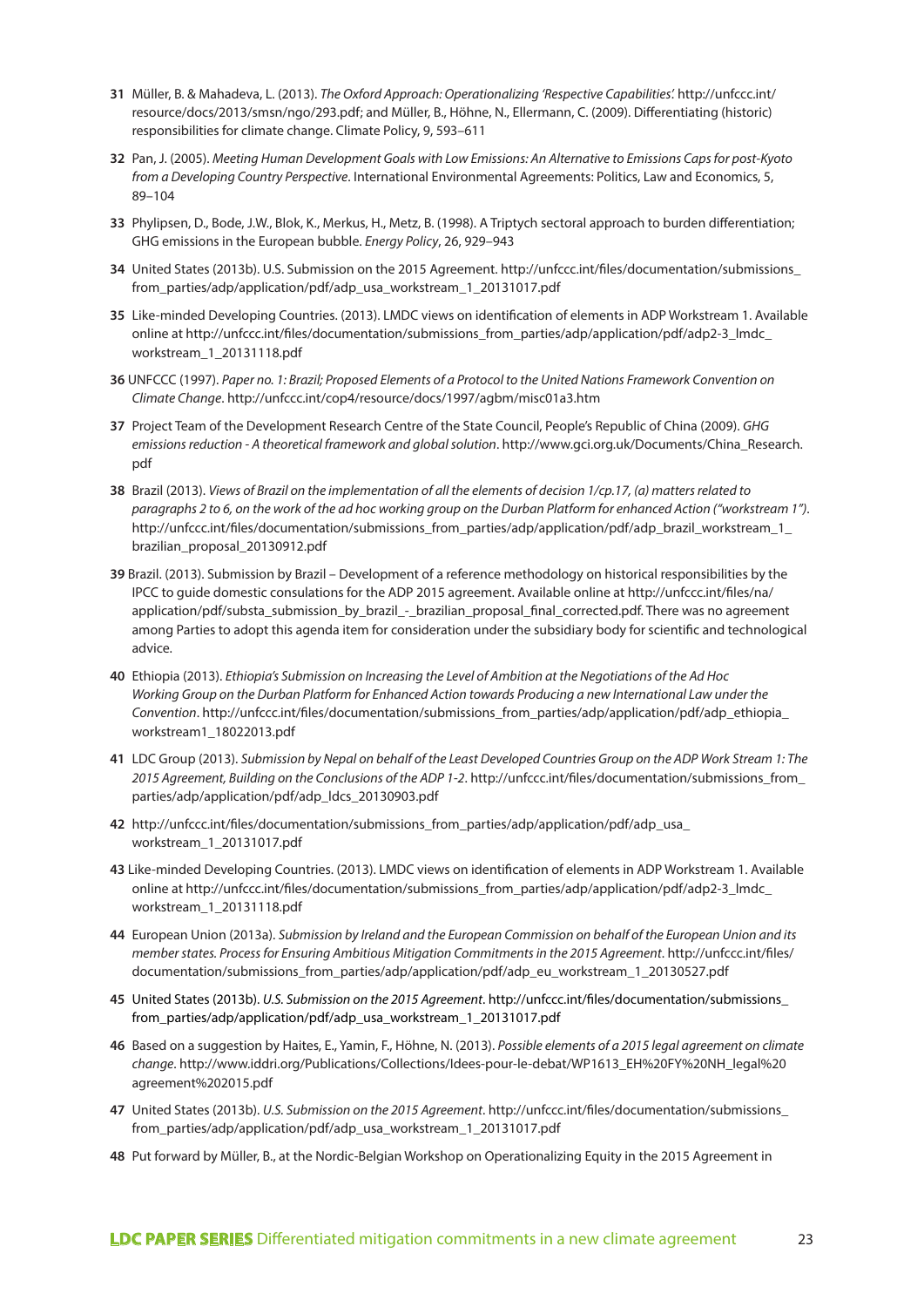31 Müller, B. & Mahadeva, L. (2013). *The Oxford Approach: Operationalizing 'Respective Capabilities'.* http://unfccc.int/resource/docs/2013/smsn/ngo/293.pdf; and Müller, B., Höhne, N., Ellermann, C. (2009). Differentiating (historic) responsibilities for climate change. Climate Policy, 9, 593–611

32 Pan, J. (2005). *Meeting Human Development Goals with Low Emissions: An Alternative to Emissions Caps for post-Kyoto from a Developing Country Perspective*. International Environmental Agreements: Politics, Law and Economics, 5, 89–104

33 Phylipsen, D., Bode, J.W., Blok, K., Merkus, H., Metz, B. (1998). A Triptych sectoral approach to burden differentiation; GHG emissions in the European bubble. *Energy Policy*, 26, 929–943

34 United States (2013b). U.S. Submission on the 2015 Agreement. http://unfccc.int/files/documentation/submissions_from_parties/adp/application/pdf/adp_usa_workstream_1_20131017.pdf

35 Like-minded Developing Countries. (2013). LMDC views on identification of elements in ADP Workstream 1. Available online at http://unfccc.int/files/documentation/submissions_from_parties/adp/application/pdf/adp2-3_lmdc_workstream_1_20131118.pdf

36 UNFCCC (1997). *Paper no. 1: Brazil; Proposed Elements of a Protocol to the United Nations Framework Convention on Climate Change*. http://unfccc.int/cop4/resource/docs/1997/agbm/misc01a3.htm

37 Project Team of the Development Research Centre of the State Council, People's Republic of China (2009). *GHG emissions reduction - A theoretical framework and global solution*. http://www.gci.org.uk/Documents/China_Research.pdf

38 Brazil (2013). *Views of Brazil on the implementation of all the elements of decision 1/cp.17, (a) matters related to paragraphs 2 to 6, on the work of the ad hoc working group on the Durban Platform for enhanced Action ("workstream 1")*. http://unfccc.int/files/documentation/submissions_from_parties/adp/application/pdf/adp_brazil_workstream_1_brazilian_proposal_20130912.pdf

39 Brazil. (2013). Submission by Brazil – Development of a reference methodology on historical responsibilities by the IPCC to guide domestic consulations for the ADP 2015 agreement. Available online at http://unfccc.int/files/na/application/pdf/substa_submission_by_brazil_-_brazilian_proposal_final_corrected.pdf. There was no agreement among Parties to adopt this agenda item for consideration under the subsidiary body for scientific and technological advice.

40 Ethiopia (2013). *Ethiopia's Submission on Increasing the Level of Ambition at the Negotiations of the Ad Hoc Working Group on the Durban Platform for Enhanced Action towards Producing a new International Law under the Convention*. http://unfccc.int/files/documentation/submissions_from_parties/adp/application/pdf/adp_ethiopia_workstream1_18022013.pdf

41 LDC Group (2013). *Submission by Nepal on behalf of the Least Developed Countries Group on the ADP Work Stream 1: The 2015 Agreement, Building on the Conclusions of the ADP 1-2*. http://unfccc.int/files/documentation/submissions_from_parties/adp/application/pdf/adp_ldcs_20130903.pdf

42 http://unfccc.int/files/documentation/submissions_from_parties/adp/application/pdf/adp_usa_workstream_1_20131017.pdf

43 Like-minded Developing Countries. (2013). LMDC views on identification of elements in ADP Workstream 1. Available online at http://unfccc.int/files/documentation/submissions_from_parties/adp/application/pdf/adp2-3_lmdc_workstream_1_20131118.pdf

44 European Union (2013a). *Submission by Ireland and the European Commission on behalf of the European Union and its member states. Process for Ensuring Ambitious Mitigation Commitments in the 2015 Agreement*. http://unfccc.int/files/documentation/submissions_from_parties/adp/application/pdf/adp_eu_workstream_1_20130527.pdf

45 United States (2013b). *U.S. Submission on the 2015 Agreement*. http://unfccc.int/files/documentation/submissions_from_parties/adp/application/pdf/adp_usa_workstream_1_20131017.pdf

46 Based on a suggestion by Haites, E., Yamin, F., Höhne, N. (2013). *Possible elements of a 2015 legal agreement on climate change*. http://www.iddri.org/Publications/Collections/Idees-pour-le-debat/WP1613_EH%20FY%20NH_legal%20agreement%202015.pdf

47 United States (2013b). *U.S. Submission on the 2015 Agreement*. http://unfccc.int/files/documentation/submissions_from_parties/adp/application/pdf/adp_usa_workstream_1_20131017.pdf

48 Put forward by Müller, B., at the Nordic-Belgian Workshop on Operationalizing Equity in the 2015 Agreement in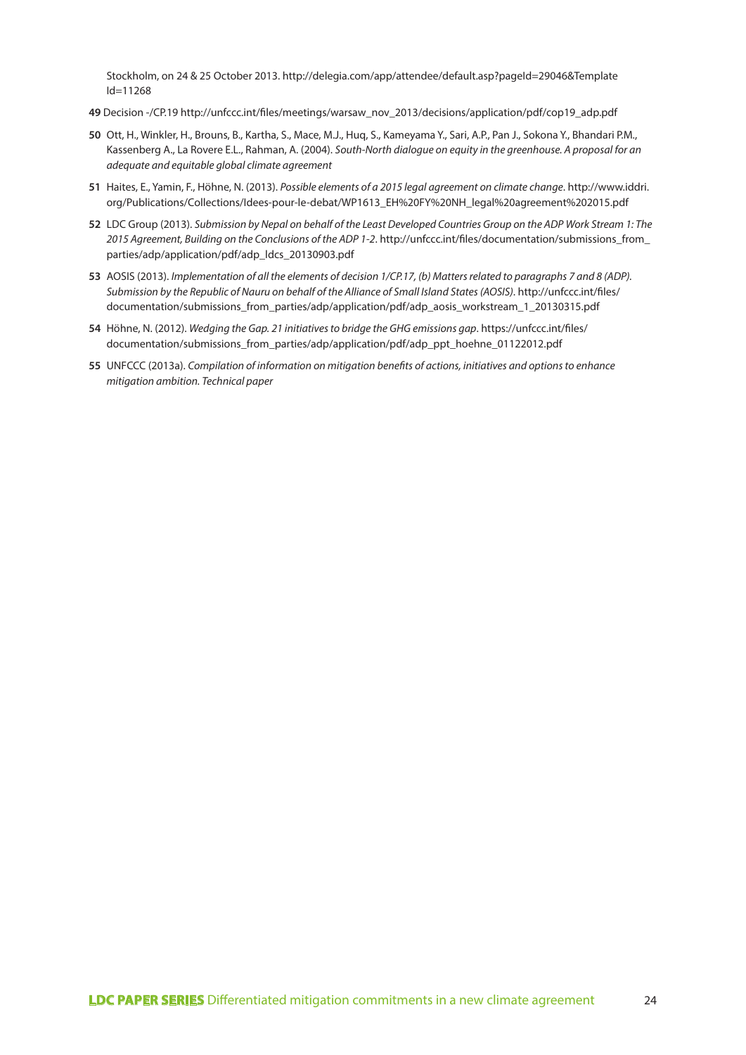Stockholm, on 24 & 25 October 2013. http://delegia.com/app/attendee/default.asp?pageId=29046&TemplateId=11268

**49** Decision -/CP.19 http://unfccc.int/files/meetings/warsaw_nov_2013/decisions/application/pdf/cop19_adp.pdf

**50** Ott, H., Winkler, H., Brouns, B., Kartha, S., Mace, M.J., Huq, S., Kameyama Y., Sari, A.P., Pan J., Sokona Y., Bhandari P.M., Kassenberg A., La Rovere E.L., Rahman, A. (2004). *South-North dialogue on equity in the greenhouse. A proposal for an adequate and equitable global climate agreement*

**51** Haites, E., Yamin, F., Höhne, N. (2013). *Possible elements of a 2015 legal agreement on climate change*. http://www.iddri.org/Publications/Collections/Idees-pour-le-debat/WP1613_EH%20FY%20NH_legal%20agreement%202015.pdf

**52** LDC Group (2013). *Submission by Nepal on behalf of the Least Developed Countries Group on the ADP Work Stream 1: The 2015 Agreement, Building on the Conclusions of the ADP 1-2*. http://unfccc.int/files/documentation/submissions_from_parties/adp/application/pdf/adp_ldcs_20130903.pdf

**53** AOSIS (2013). *Implementation of all the elements of decision 1/CP.17, (b) Matters related to paragraphs 7 and 8 (ADP). Submission by the Republic of Nauru on behalf of the Alliance of Small Island States (AOSIS)*. http://unfccc.int/files/documentation/submissions_from_parties/adp/application/pdf/adp_aosis_workstream_1_20130315.pdf

**54** Höhne, N. (2012). *Wedging the Gap. 21 initiatives to bridge the GHG emissions gap*. https://unfccc.int/files/documentation/submissions_from_parties/adp/application/pdf/adp_ppt_hoehne_01122012.pdf

**55** UNFCCC (2013a). *Compilation of information on mitigation benefits of actions, initiatives and options to enhance mitigation ambition. Technical paper*